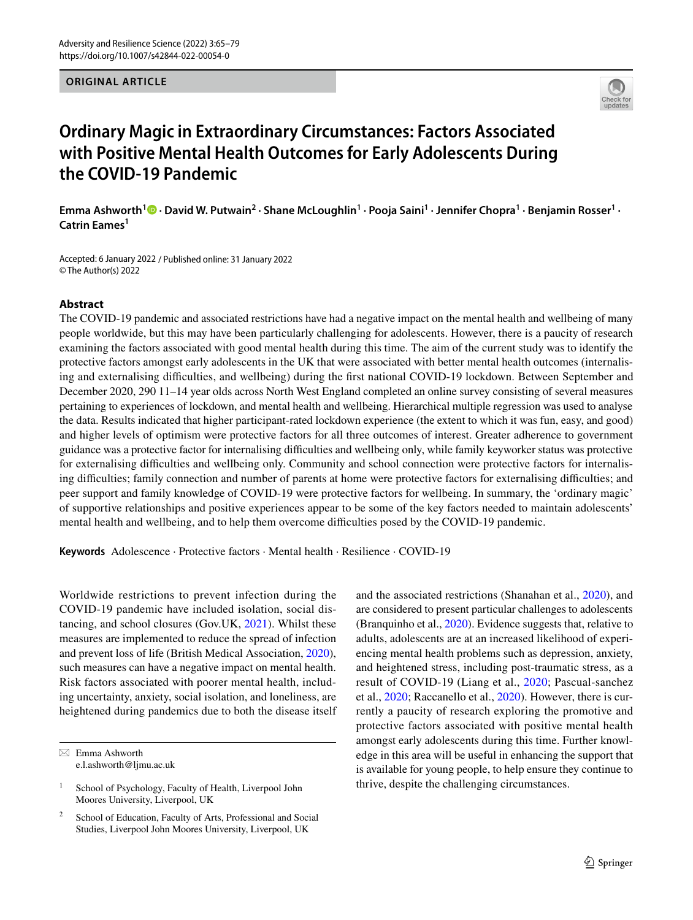ORIGINAL ARTICLE

# Ordinary Magic in Extraordinary Circumstances: Factors Associated with Positive Mental Health Outcomes for Early Adolescents During the COVID-19 Pandemic

**Emma Ashworth[1] · David W. Putwain[2] · Shane McLoughlin[1] · Pooja Saini[1] · Jennifer Chopra[1] · Benjamin Rosser[1] · Catrin Eames[1]**

Accepted: 6 January 2022 / Published online: 31 January 2022
© The Author(s) 2022

## Abstract

The COVID-19 pandemic and associated restrictions have had a negative impact on the mental health and wellbeing of many people worldwide, but this may have been particularly challenging for adolescents. However, there is a paucity of research examining the factors associated with good mental health during this time. The aim of the current study was to identify the protective factors amongst early adolescents in the UK that were associated with better mental health outcomes (internalising and externalising difficulties, and wellbeing) during the first national COVID-19 lockdown. Between September and December 2020, 290 11–14 year olds across North West England completed an online survey consisting of several measures pertaining to experiences of lockdown, and mental health and wellbeing. Hierarchical multiple regression was used to analyse the data. Results indicated that higher participant-rated lockdown experience (the extent to which it was fun, easy, and good) and higher levels of optimism were protective factors for all three outcomes of interest. Greater adherence to government guidance was a protective factor for internalising difficulties and wellbeing only, while family keyworker status was protective for externalising difficulties and wellbeing only. Community and school connection were protective factors for internalising difficulties; family connection and number of parents at home were protective factors for externalising difficulties; and peer support and family knowledge of COVID-19 were protective factors for wellbeing. In summary, the 'ordinary magic' of supportive relationships and positive experiences appear to be some of the key factors needed to maintain adolescents' mental health and wellbeing, and to help them overcome difficulties posed by the COVID-19 pandemic.

**Keywords** Adolescence · Protective factors · Mental health · Resilience · COVID-19

Worldwide restrictions to prevent infection during the COVID-19 pandemic have included isolation, social distancing, and school closures (Gov.UK, 2021). Whilst these measures are implemented to reduce the spread of infection and prevent loss of life (British Medical Association, 2020), such measures can have a negative impact on mental health. Risk factors associated with poorer mental health, including uncertainty, anxiety, social isolation, and loneliness, are heightened during pandemics due to both the disease itself and the associated restrictions (Shanahan et al., 2020), and are considered to present particular challenges to adolescents (Branquinho et al., 2020). Evidence suggests that, relative to adults, adolescents are at an increased likelihood of experiencing mental health problems such as depression, anxiety, and heightened stress, including post-traumatic stress, as a result of COVID-19 (Liang et al., 2020; Pascual-sanchez et al., 2020; Raccanello et al., 2020). However, there is currently a paucity of research exploring the promotive and protective factors associated with positive mental health amongst early adolescents during this time. Further knowledge in this area will be useful in enhancing the support that is available for young people, to help ensure they continue to thrive, despite the challenging circumstances.

---

✉ Emma Ashworth
e.l.ashworth@ljmu.ac.uk

[1] School of Psychology, Faculty of Health, Liverpool John Moores University, Liverpool, UK

[2] School of Education, Faculty of Arts, Professional and Social Studies, Liverpool John Moores University, Liverpool, UK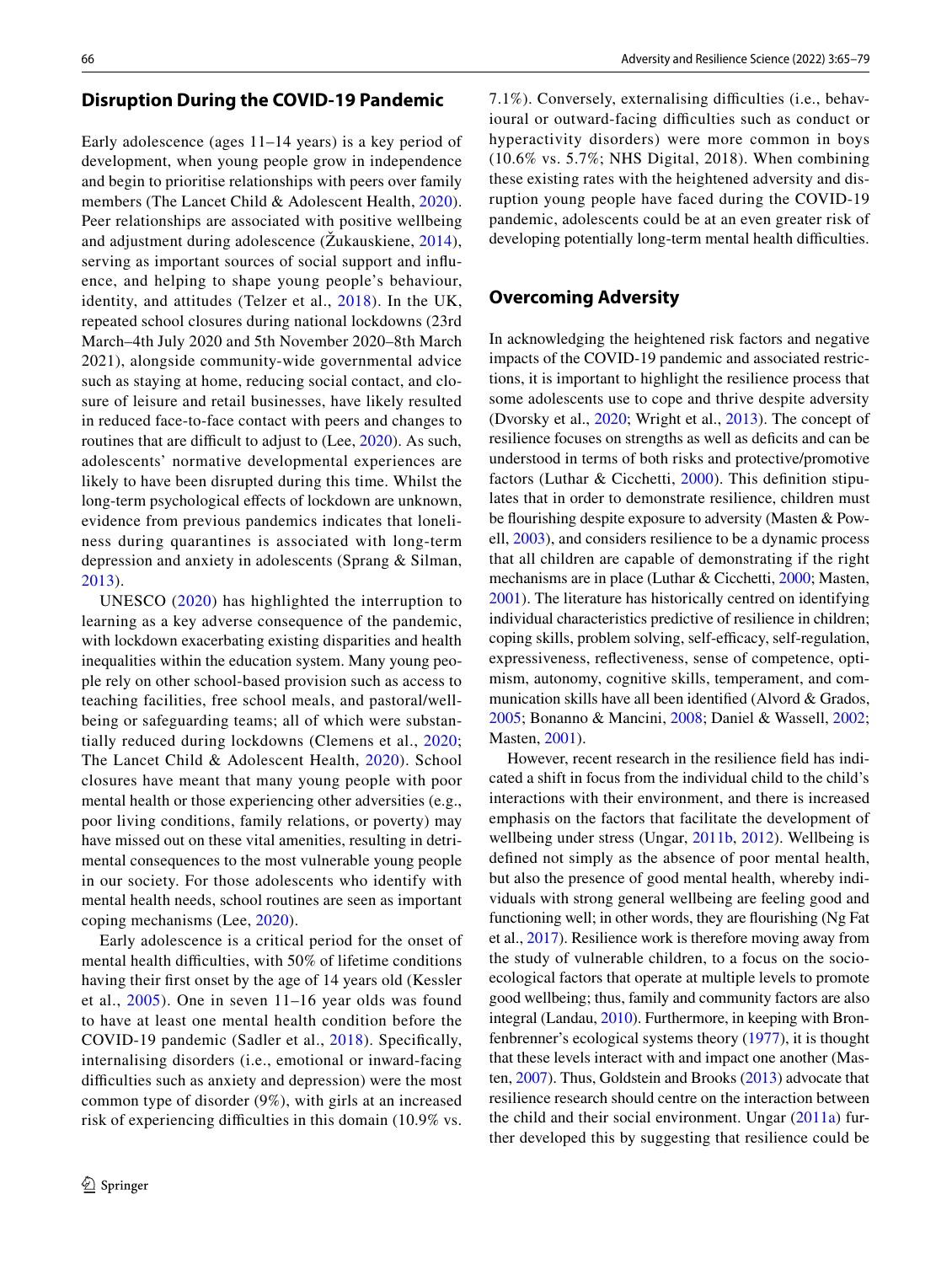## Disruption During the COVID-19 Pandemic

Early adolescence (ages 11–14 years) is a key period of development, when young people grow in independence and begin to prioritise relationships with peers over family members (The Lancet Child & Adolescent Health, 2020). Peer relationships are associated with positive wellbeing and adjustment during adolescence (Žukauskiene, 2014), serving as important sources of social support and influence, and helping to shape young people's behaviour, identity, and attitudes (Telzer et al., 2018). In the UK, repeated school closures during national lockdowns (23rd March–4th July 2020 and 5th November 2020–8th March 2021), alongside community-wide governmental advice such as staying at home, reducing social contact, and closure of leisure and retail businesses, have likely resulted in reduced face-to-face contact with peers and changes to routines that are difficult to adjust to (Lee, 2020). As such, adolescents' normative developmental experiences are likely to have been disrupted during this time. Whilst the long-term psychological effects of lockdown are unknown, evidence from previous pandemics indicates that loneliness during quarantines is associated with long-term depression and anxiety in adolescents (Sprang & Silman, 2013).

UNESCO (2020) has highlighted the interruption to learning as a key adverse consequence of the pandemic, with lockdown exacerbating existing disparities and health inequalities within the education system. Many young people rely on other school-based provision such as access to teaching facilities, free school meals, and pastoral/wellbeing or safeguarding teams; all of which were substantially reduced during lockdowns (Clemens et al., 2020; The Lancet Child & Adolescent Health, 2020). School closures have meant that many young people with poor mental health or those experiencing other adversities (e.g., poor living conditions, family relations, or poverty) may have missed out on these vital amenities, resulting in detrimental consequences to the most vulnerable young people in our society. For those adolescents who identify with mental health needs, school routines are seen as important coping mechanisms (Lee, 2020).

Early adolescence is a critical period for the onset of mental health difficulties, with 50% of lifetime conditions having their first onset by the age of 14 years old (Kessler et al., 2005). One in seven 11–16 year olds was found to have at least one mental health condition before the COVID-19 pandemic (Sadler et al., 2018). Specifically, internalising disorders (i.e., emotional or inward-facing difficulties such as anxiety and depression) were the most common type of disorder (9%), with girls at an increased risk of experiencing difficulties in this domain (10.9% vs. 7.1%). Conversely, externalising difficulties (i.e., behavioural or outward-facing difficulties such as conduct or hyperactivity disorders) were more common in boys (10.6% vs. 5.7%; NHS Digital, 2018). When combining these existing rates with the heightened adversity and disruption young people have faced during the COVID-19 pandemic, adolescents could be at an even greater risk of developing potentially long-term mental health difficulties.

## Overcoming Adversity

In acknowledging the heightened risk factors and negative impacts of the COVID-19 pandemic and associated restrictions, it is important to highlight the resilience process that some adolescents use to cope and thrive despite adversity (Dvorsky et al., 2020; Wright et al., 2013). The concept of resilience focuses on strengths as well as deficits and can be understood in terms of both risks and protective/promotive factors (Luthar & Cicchetti, 2000). This definition stipulates that in order to demonstrate resilience, children must be flourishing despite exposure to adversity (Masten & Powell, 2003), and considers resilience to be a dynamic process that all children are capable of demonstrating if the right mechanisms are in place (Luthar & Cicchetti, 2000; Masten, 2001). The literature has historically centred on identifying individual characteristics predictive of resilience in children; coping skills, problem solving, self-efficacy, self-regulation, expressiveness, reflectiveness, sense of competence, optimism, autonomy, cognitive skills, temperament, and communication skills have all been identified (Alvord & Grados, 2005; Bonanno & Mancini, 2008; Daniel & Wassell, 2002; Masten, 2001).

However, recent research in the resilience field has indicated a shift in focus from the individual child to the child's interactions with their environment, and there is increased emphasis on the factors that facilitate the development of wellbeing under stress (Ungar, 2011b, 2012). Wellbeing is defined not simply as the absence of poor mental health, but also the presence of good mental health, whereby individuals with strong general wellbeing are feeling good and functioning well; in other words, they are flourishing (Ng Fat et al., 2017). Resilience work is therefore moving away from the study of vulnerable children, to a focus on the socio-ecological factors that operate at multiple levels to promote good wellbeing; thus, family and community factors are also integral (Landau, 2010). Furthermore, in keeping with Bronfenbrenner's ecological systems theory (1977), it is thought that these levels interact with and impact one another (Masten, 2007). Thus, Goldstein and Brooks (2013) advocate that resilience research should centre on the interaction between the child and their social environment. Ungar (2011a) further developed this by suggesting that resilience could be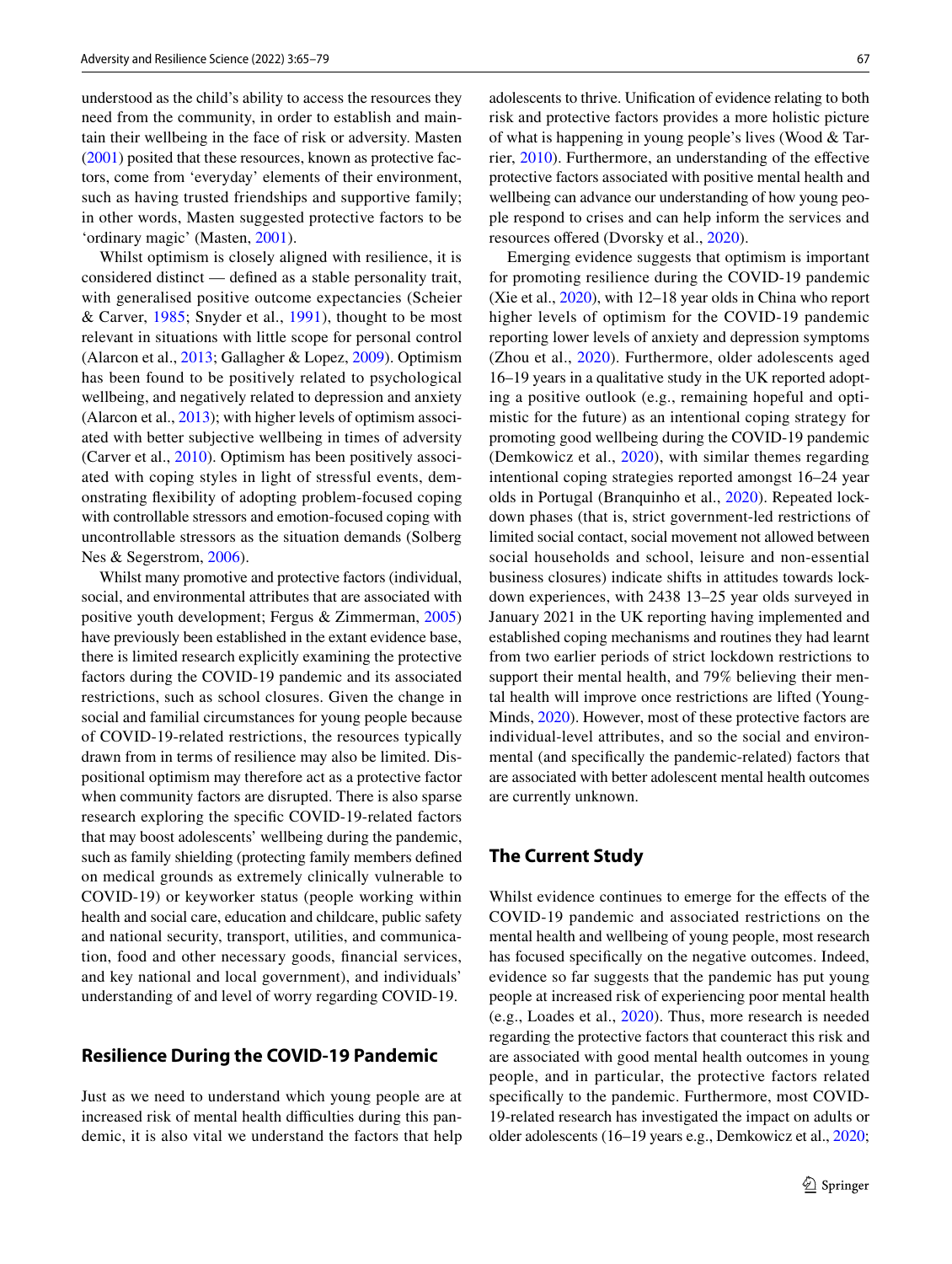understood as the child's ability to access the resources they need from the community, in order to establish and maintain their wellbeing in the face of risk or adversity. Masten (2001) posited that these resources, known as protective factors, come from 'everyday' elements of their environment, such as having trusted friendships and supportive family; in other words, Masten suggested protective factors to be 'ordinary magic' (Masten, 2001).

Whilst optimism is closely aligned with resilience, it is considered distinct — defined as a stable personality trait, with generalised positive outcome expectancies (Scheier & Carver, 1985; Snyder et al., 1991), thought to be most relevant in situations with little scope for personal control (Alarcon et al., 2013; Gallagher & Lopez, 2009). Optimism has been found to be positively related to psychological wellbeing, and negatively related to depression and anxiety (Alarcon et al., 2013); with higher levels of optimism associated with better subjective wellbeing in times of adversity (Carver et al., 2010). Optimism has been positively associated with coping styles in light of stressful events, demonstrating flexibility of adopting problem-focused coping with controllable stressors and emotion-focused coping with uncontrollable stressors as the situation demands (Solberg Nes & Segerstrom, 2006).

Whilst many promotive and protective factors (individual, social, and environmental attributes that are associated with positive youth development; Fergus & Zimmerman, 2005) have previously been established in the extant evidence base, there is limited research explicitly examining the protective factors during the COVID-19 pandemic and its associated restrictions, such as school closures. Given the change in social and familial circumstances for young people because of COVID-19-related restrictions, the resources typically drawn from in terms of resilience may also be limited. Dispositional optimism may therefore act as a protective factor when community factors are disrupted. There is also sparse research exploring the specific COVID-19-related factors that may boost adolescents' wellbeing during the pandemic, such as family shielding (protecting family members defined on medical grounds as extremely clinically vulnerable to COVID-19) or keyworker status (people working within health and social care, education and childcare, public safety and national security, transport, utilities, and communication, food and other necessary goods, financial services, and key national and local government), and individuals' understanding of and level of worry regarding COVID-19.

## Resilience During the COVID-19 Pandemic

Just as we need to understand which young people are at increased risk of mental health difficulties during this pandemic, it is also vital we understand the factors that help adolescents to thrive. Unification of evidence relating to both risk and protective factors provides a more holistic picture of what is happening in young people's lives (Wood & Tarrier, 2010). Furthermore, an understanding of the effective protective factors associated with positive mental health and wellbeing can advance our understanding of how young people respond to crises and can help inform the services and resources offered (Dvorsky et al., 2020).

Emerging evidence suggests that optimism is important for promoting resilience during the COVID-19 pandemic (Xie et al., 2020), with 12–18 year olds in China who report higher levels of optimism for the COVID-19 pandemic reporting lower levels of anxiety and depression symptoms (Zhou et al., 2020). Furthermore, older adolescents aged 16–19 years in a qualitative study in the UK reported adopting a positive outlook (e.g., remaining hopeful and optimistic for the future) as an intentional coping strategy for promoting good wellbeing during the COVID-19 pandemic (Demkowicz et al., 2020), with similar themes regarding intentional coping strategies reported amongst 16–24 year olds in Portugal (Branquinho et al., 2020). Repeated lockdown phases (that is, strict government-led restrictions of limited social contact, social movement not allowed between social households and school, leisure and non-essential business closures) indicate shifts in attitudes towards lockdown experiences, with 2438 13–25 year olds surveyed in January 2021 in the UK reporting having implemented and established coping mechanisms and routines they had learnt from two earlier periods of strict lockdown restrictions to support their mental health, and 79% believing their mental health will improve once restrictions are lifted (YoungMinds, 2020). However, most of these protective factors are individual-level attributes, and so the social and environmental (and specifically the pandemic-related) factors that are associated with better adolescent mental health outcomes are currently unknown.

## The Current Study

Whilst evidence continues to emerge for the effects of the COVID-19 pandemic and associated restrictions on the mental health and wellbeing of young people, most research has focused specifically on the negative outcomes. Indeed, evidence so far suggests that the pandemic has put young people at increased risk of experiencing poor mental health (e.g., Loades et al., 2020). Thus, more research is needed regarding the protective factors that counteract this risk and are associated with good mental health outcomes in young people, and in particular, the protective factors related specifically to the pandemic. Furthermore, most COVID-19-related research has investigated the impact on adults or older adolescents (16–19 years e.g., Demkowicz et al., 2020;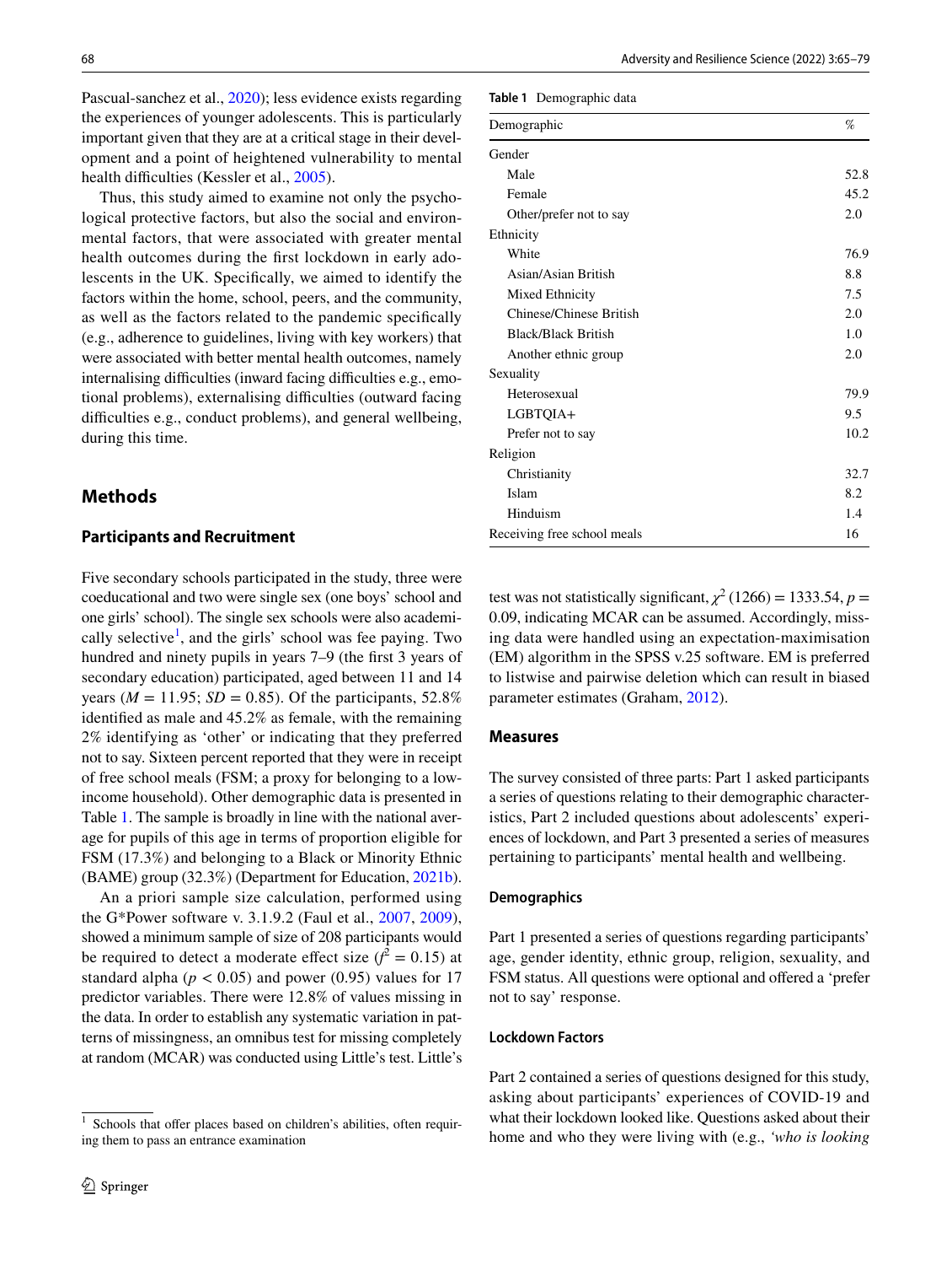Pascual-sanchez et al., 2020); less evidence exists regarding the experiences of younger adolescents. This is particularly important given that they are at a critical stage in their development and a point of heightened vulnerability to mental health difficulties (Kessler et al., 2005).

Thus, this study aimed to examine not only the psychological protective factors, but also the social and environmental factors, that were associated with greater mental health outcomes during the first lockdown in early adolescents in the UK. Specifically, we aimed to identify the factors within the home, school, peers, and the community, as well as the factors related to the pandemic specifically (e.g., adherence to guidelines, living with key workers) that were associated with better mental health outcomes, namely internalising difficulties (inward facing difficulties e.g., emotional problems), externalising difficulties (outward facing difficulties e.g., conduct problems), and general wellbeing, during this time.

## Methods

### Participants and Recruitment

Five secondary schools participated in the study, three were coeducational and two were single sex (one boys' school and one girls' school). The single sex schools were also academically selective[1], and the girls' school was fee paying. Two hundred and ninety pupils in years 7–9 (the first 3 years of secondary education) participated, aged between 11 and 14 years ($M$ = 11.95; $SD$ = 0.85). Of the participants, 52.8% identified as male and 45.2% as female, with the remaining 2% identifying as 'other' or indicating that they preferred not to say. Sixteen percent reported that they were in receipt of free school meals (FSM; a proxy for belonging to a low-income household). Other demographic data is presented in Table 1. The sample is broadly in line with the national average for pupils of this age in terms of proportion eligible for FSM (17.3%) and belonging to a Black or Minority Ethnic (BAME) group (32.3%) (Department for Education, 2021b).

An a priori sample size calculation, performed using the G*Power software v. 3.1.9.2 (Faul et al., 2007, 2009), showed a minimum sample of size of 208 participants would be required to detect a moderate effect size ($f^2$ = 0.15) at standard alpha ($p$ < 0.05) and power (0.95) values for 17 predictor variables. There were 12.8% of values missing in the data. In order to establish any systematic variation in patterns of missingness, an omnibus test for missing completely at random (MCAR) was conducted using Little's test. Little's test was not statistically significant, $\chi^2$ (1266) = 1333.54, $p$ = 0.09, indicating MCAR can be assumed. Accordingly, missing data were handled using an expectation-maximisation (EM) algorithm in the SPSS v.25 software. EM is preferred to listwise and pairwise deletion which can result in biased parameter estimates (Graham, 2012).

[1] Schools that offer places based on children's abilities, often requiring them to pass an entrance examination

**Table 1** Demographic data

| Demographic | % |
|---|---|
| Gender | |
| Male | 52.8 |
| Female | 45.2 |
| Other/prefer not to say | 2.0 |
| Ethnicity | |
| White | 76.9 |
| Asian/Asian British | 8.8 |
| Mixed Ethnicity | 7.5 |
| Chinese/Chinese British | 2.0 |
| Black/Black British | 1.0 |
| Another ethnic group | 2.0 |
| Sexuality | |
| Heterosexual | 79.9 |
| LGBTQIA+ | 9.5 |
| Prefer not to say | 10.2 |
| Religion | |
| Christianity | 32.7 |
| Islam | 8.2 |
| Hinduism | 1.4 |
| Receiving free school meals | 16 |

### Measures

The survey consisted of three parts: Part 1 asked participants a series of questions relating to their demographic characteristics, Part 2 included questions about adolescents' experiences of lockdown, and Part 3 presented a series of measures pertaining to participants' mental health and wellbeing.

#### Demographics

Part 1 presented a series of questions regarding participants' age, gender identity, ethnic group, religion, sexuality, and FSM status. All questions were optional and offered a 'prefer not to say' response.

#### Lockdown Factors

Part 2 contained a series of questions designed for this study, asking about participants' experiences of COVID-19 and what their lockdown looked like. Questions asked about their home and who they were living with (e.g., *'who is looking*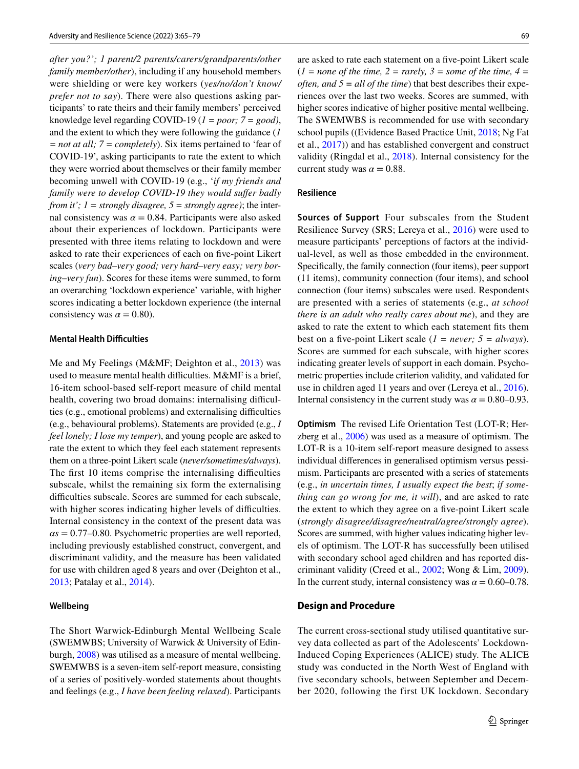*after you?'; 1 parent/2 parents/carers/grandparents/other family member/other*), including if any household members were shielding or were key workers (*yes/no/don't know/ prefer not to say*). There were also questions asking participants' to rate theirs and their family members' perceived knowledge level regarding COVID-19 (*1 = poor; 7 = good)*, and the extent to which they were following the guidance (*1 = not at all; 7 = completely*). Six items pertained to 'fear of COVID-19', asking participants to rate the extent to which they were worried about themselves or their family member becoming unwell with COVID-19 (e.g., '*if my friends and family were to develop COVID-19 they would suffer badly from it'; 1 = strongly disagree, 5 = strongly agree)*; the internal consistency was $\alpha = 0.84$. Participants were also asked about their experiences of lockdown. Participants were presented with three items relating to lockdown and were asked to rate their experiences of each on five-point Likert scales (*very bad–very good; very hard–very easy; very boring–very fun*). Scores for these items were summed, to form an overarching 'lockdown experience' variable, with higher scores indicating a better lockdown experience (the internal consistency was $\alpha = 0.80$).

### Mental Health Difficulties

Me and My Feelings (M&MF; Deighton et al., 2013) was used to measure mental health difficulties. M&MF is a brief, 16-item school-based self-report measure of child mental health, covering two broad domains: internalising difficulties (e.g., emotional problems) and externalising difficulties (e.g., behavioural problems). Statements are provided (e.g., *I feel lonely; I lose my temper*), and young people are asked to rate the extent to which they feel each statement represents them on a three-point Likert scale (*never/sometimes/always*). The first 10 items comprise the internalising difficulties subscale, whilst the remaining six form the externalising difficulties subscale. Scores are summed for each subscale, with higher scores indicating higher levels of difficulties. Internal consistency in the context of the present data was $\alpha s = 0.77$–$0.80$. Psychometric properties are well reported, including previously established construct, convergent, and discriminant validity, and the measure has been validated for use with children aged 8 years and over (Deighton et al., 2013; Patalay et al., 2014).

### Wellbeing

The Short Warwick-Edinburgh Mental Wellbeing Scale (SWEMWBS; University of Warwick & University of Edinburgh, 2008) was utilised as a measure of mental wellbeing. SWEMWBS is a seven-item self-report measure, consisting of a series of positively-worded statements about thoughts and feelings (e.g., *I have been feeling relaxed*). Participants are asked to rate each statement on a five-point Likert scale (*1 = none of the time, 2 = rarely, 3 = some of the time, 4 = often, and 5 = all of the time*) that best describes their experiences over the last two weeks. Scores are summed, with higher scores indicative of higher positive mental wellbeing. The SWEMWBS is recommended for use with secondary school pupils ((Evidence Based Practice Unit, 2018; Ng Fat et al., 2017)) and has established convergent and construct validity (Ringdal et al., 2018). Internal consistency for the current study was $\alpha = 0.88$.

### Resilience

**Sources of Support** Four subscales from the Student Resilience Survey (SRS; Lereya et al., 2016) were used to measure participants' perceptions of factors at the individual-level, as well as those embedded in the environment. Specifically, the family connection (four items), peer support (11 items), community connection (four items), and school connection (four items) subscales were used. Respondents are presented with a series of statements (e.g., *at school there is an adult who really cares about me*), and they are asked to rate the extent to which each statement fits them best on a five-point Likert scale (*1 = never; 5 = always*). Scores are summed for each subscale, with higher scores indicating greater levels of support in each domain. Psychometric properties include criterion validity, and validated for use in children aged 11 years and over (Lereya et al., 2016). Internal consistency in the current study was $\alpha = 0.80$–$0.93$.

**Optimism** The revised Life Orientation Test (LOT-R; Herzberg et al., 2006) was used as a measure of optimism. The LOT-R is a 10-item self-report measure designed to assess individual differences in generalised optimism versus pessimism. Participants are presented with a series of statements (e.g., *in uncertain times, I usually expect the best*; *if something can go wrong for me, it will*), and are asked to rate the extent to which they agree on a five-point Likert scale (*strongly disagree/disagree/neutral/agree/strongly agree*). Scores are summed, with higher values indicating higher levels of optimism. The LOT-R has successfully been utilised with secondary school aged children and has reported discriminant validity (Creed et al., 2002; Wong & Lim, 2009). In the current study, internal consistency was $\alpha = 0.60$–$0.78$.

## Design and Procedure

The current cross-sectional study utilised quantitative survey data collected as part of the Adolescents' Lockdown-Induced Coping Experiences (ALICE) study. The ALICE study was conducted in the North West of England with five secondary schools, between September and December 2020, following the first UK lockdown. Secondary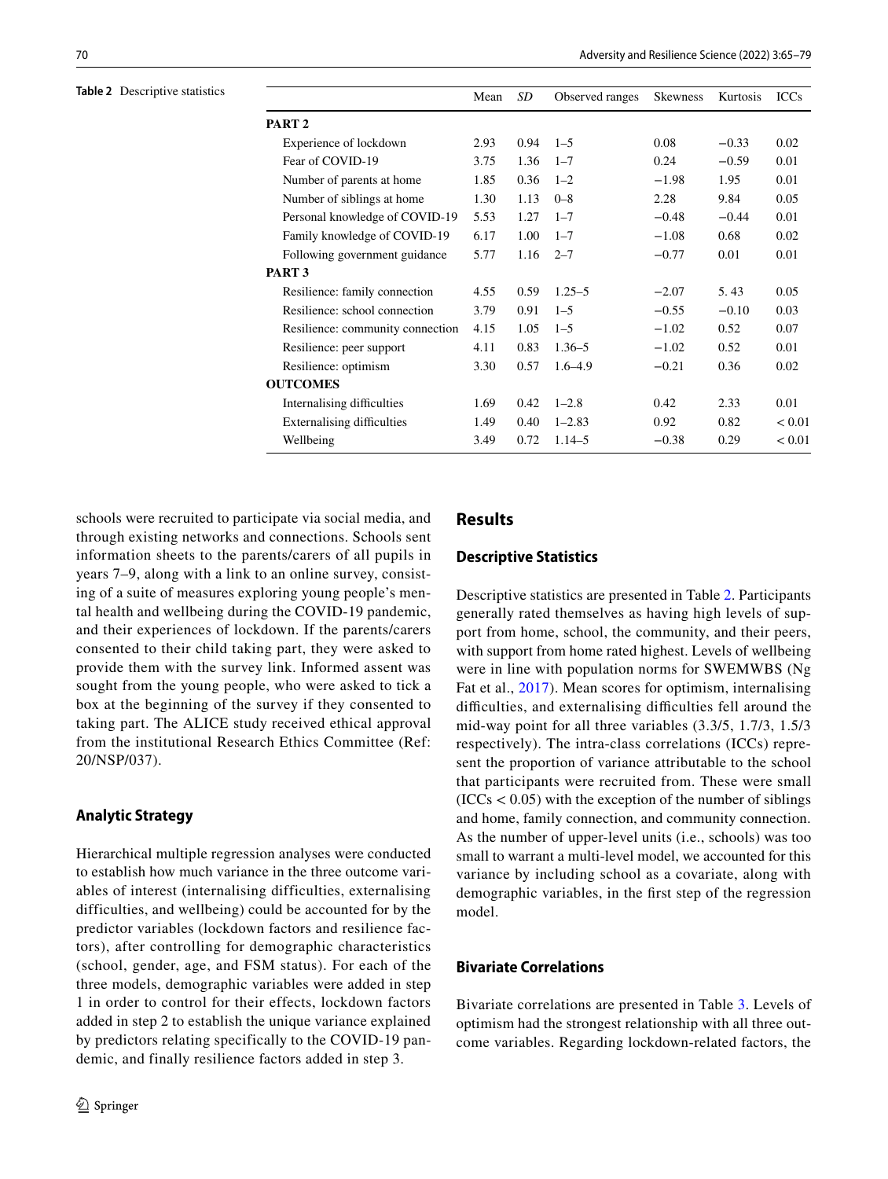**Table 2** Descriptive statistics

| | Mean | *SD* | Observed ranges | Skewness | Kurtosis | ICCs |
|---|---|---|---|---|---|---|
| **PART 2** | | | | | | |
| Experience of lockdown | 2.93 | 0.94 | 1–5 | 0.08 | −0.33 | 0.02 |
| Fear of COVID-19 | 3.75 | 1.36 | 1–7 | 0.24 | −0.59 | 0.01 |
| Number of parents at home | 1.85 | 0.36 | 1–2 | −1.98 | 1.95 | 0.01 |
| Number of siblings at home | 1.30 | 1.13 | 0–8 | 2.28 | 9.84 | 0.05 |
| Personal knowledge of COVID-19 | 5.53 | 1.27 | 1–7 | −0.48 | −0.44 | 0.01 |
| Family knowledge of COVID-19 | 6.17 | 1.00 | 1–7 | −1.08 | 0.68 | 0.02 |
| Following government guidance | 5.77 | 1.16 | 2–7 | −0.77 | 0.01 | 0.01 |
| **PART 3** | | | | | | |
| Resilience: family connection | 4.55 | 0.59 | 1.25–5 | −2.07 | 5. 43 | 0.05 |
| Resilience: school connection | 3.79 | 0.91 | 1–5 | −0.55 | −0.10 | 0.03 |
| Resilience: community connection | 4.15 | 1.05 | 1–5 | −1.02 | 0.52 | 0.07 |
| Resilience: peer support | 4.11 | 0.83 | 1.36–5 | −1.02 | 0.52 | 0.01 |
| Resilience: optimism | 3.30 | 0.57 | 1.6–4.9 | −0.21 | 0.36 | 0.02 |
| **OUTCOMES** | | | | | | |
| Internalising difficulties | 1.69 | 0.42 | 1–2.8 | 0.42 | 2.33 | 0.01 |
| Externalising difficulties | 1.49 | 0.40 | 1–2.83 | 0.92 | 0.82 | < 0.01 |
| Wellbeing | 3.49 | 0.72 | 1.14–5 | −0.38 | 0.29 | < 0.01 |

schools were recruited to participate via social media, and through existing networks and connections. Schools sent information sheets to the parents/carers of all pupils in years 7–9, along with a link to an online survey, consisting of a suite of measures exploring young people's mental health and wellbeing during the COVID-19 pandemic, and their experiences of lockdown. If the parents/carers consented to their child taking part, they were asked to provide them with the survey link. Informed assent was sought from the young people, who were asked to tick a box at the beginning of the survey if they consented to taking part. The ALICE study received ethical approval from the institutional Research Ethics Committee (Ref: 20/NSP/037).

### Analytic Strategy

Hierarchical multiple regression analyses were conducted to establish how much variance in the three outcome variables of interest (internalising difficulties, externalising difficulties, and wellbeing) could be accounted for by the predictor variables (lockdown factors and resilience factors), after controlling for demographic characteristics (school, gender, age, and FSM status). For each of the three models, demographic variables were added in step 1 in order to control for their effects, lockdown factors added in step 2 to establish the unique variance explained by predictors relating specifically to the COVID-19 pandemic, and finally resilience factors added in step 3.

## Results

### Descriptive Statistics

Descriptive statistics are presented in Table 2. Participants generally rated themselves as having high levels of support from home, school, the community, and their peers, with support from home rated highest. Levels of wellbeing were in line with population norms for SWEMWBS (Ng Fat et al., 2017). Mean scores for optimism, internalising difficulties, and externalising difficulties fell around the mid-way point for all three variables (3.3/5, 1.7/3, 1.5/3 respectively). The intra-class correlations (ICCs) represent the proportion of variance attributable to the school that participants were recruited from. These were small (ICCs < 0.05) with the exception of the number of siblings and home, family connection, and community connection. As the number of upper-level units (i.e., schools) was too small to warrant a multi-level model, we accounted for this variance by including school as a covariate, along with demographic variables, in the first step of the regression model.

### Bivariate Correlations

Bivariate correlations are presented in Table 3. Levels of optimism had the strongest relationship with all three outcome variables. Regarding lockdown-related factors, the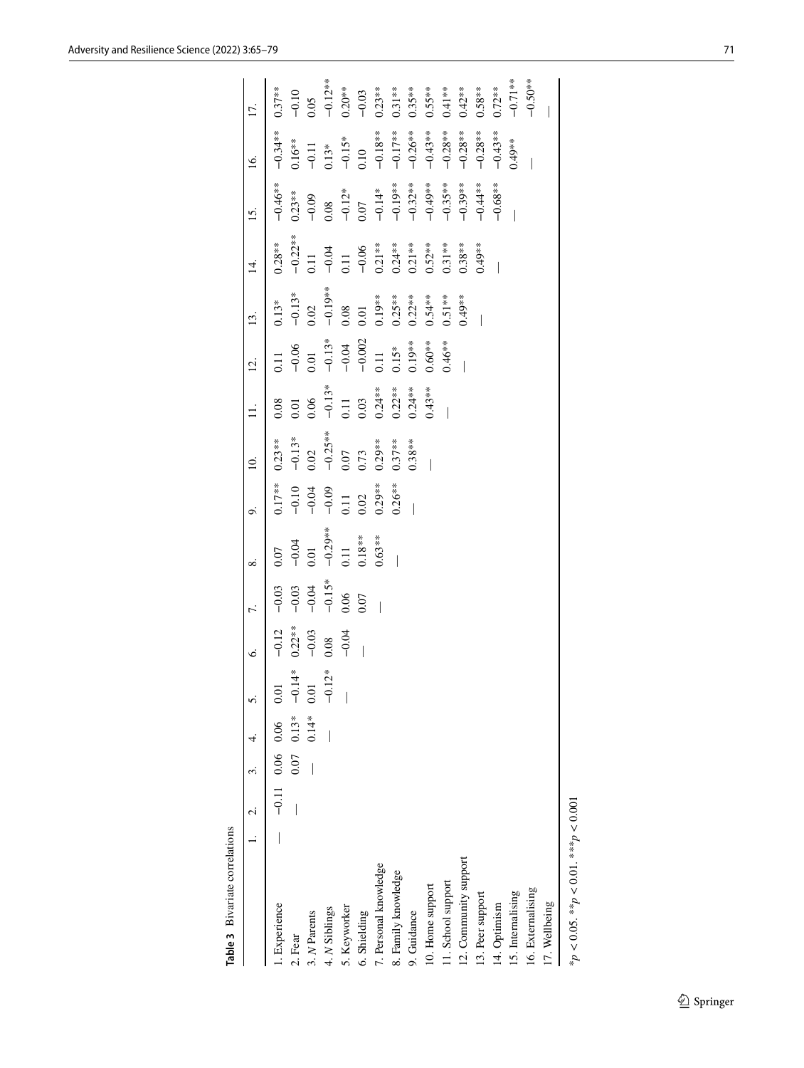**Table 3** Bivariate correlations

| | 1. | 2. | 3. | 4. | 5. | 6. | 7. | 8. | 9. | 10. | 11. | 12. | 13. | 14. | 15. | 16. | 17. |
|---|---|---|---|---|---|---|---|---|---|---|---|---|---|---|---|---|---|
| 1. Experience | — | −0.11 | 0.06 | 0.06 | 0.01 | −0.12 | −0.03 | 0.07 | 0.17** | 0.23** | 0.08 | 0.11 | 0.13* | 0.28** | −0.46** | −0.34** | 0.37** |
| 2. Fear | | — | 0.07 | 0.13* | −0.14* | 0.22** | −0.03 | −0.04 | −0.10 | −0.13* | 0.01 | −0.06 | −0.13* | −0.22** | 0.23** | 0.16** | −0.10 |
| 3. *N* Parents | | | — | 0.14* | 0.01 | −0.03 | −0.04 | 0.01 | −0.04 | 0.02 | 0.06 | 0.01 | 0.02 | 0.11 | −0.09 | −0.11 | 0.05 |
| 4. *N* Siblings | | | | — | −0.12* | 0.08 | −0.15* | −0.29** | −0.09 | −0.25** | −0.13* | −0.13* | −0.19** | −0.04 | 0.08 | 0.13* | −0.12** |
| 5. Keyworker | | | | | — | −0.04 | 0.06 | 0.11 | 0.11 | 0.07 | 0.11 | −0.04 | 0.08 | 0.11 | −0.12* | −0.15* | 0.20** |
| 6. Shielding | | | | | | — | 0.07 | 0.18** | 0.02 | 0.73 | 0.03 | −0.002 | 0.01 | −0.06 | 0.07 | 0.10 | −0.03 |
| 7. Personal knowledge | | | | | | | — | 0.63** | 0.29** | 0.29** | 0.24** | 0.11 | 0.19** | 0.21** | −0.14* | −0.18** | 0.23** |
| 8. Family knowledge | | | | | | | | — | 0.26** | 0.37** | 0.22** | 0.15* | 0.25** | 0.24** | −0.19** | −0.17** | 0.31** |
| 9. Guidance | | | | | | | | | — | 0.38** | 0.24** | 0.19** | 0.22** | 0.21** | −0.32** | −0.26** | 0.35** |
| 10. Home support | | | | | | | | | | — | 0.43** | 0.60** | 0.54** | 0.52** | −0.49** | −0.43** | 0.55** |
| 11. School support | | | | | | | | | | | — | 0.46** | 0.51** | 0.31** | −0.35** | −0.28** | 0.41** |
| 12. Community support | | | | | | | | | | | | — | 0.49** | 0.38** | −0.39** | −0.28** | 0.42** |
| 13. Peer support | | | | | | | | | | | | | — | 0.49** | −0.44** | −0.28** | 0.58** |
| 14. Optimism | | | | | | | | | | | | | | — | −0.68** | −0.43** | 0.72** |
| 15. Internalising | | | | | | | | | | | | | | | — | 0.49** | −0.71** |
| 16. Externalising | | | | | | | | | | | | | | | | — | −0.50** |
| 17. Wellbeing | | | | | | | | | | | | | | | | | — |

*$p < 0.05$. **$p < 0.01$. ***$p < 0.001$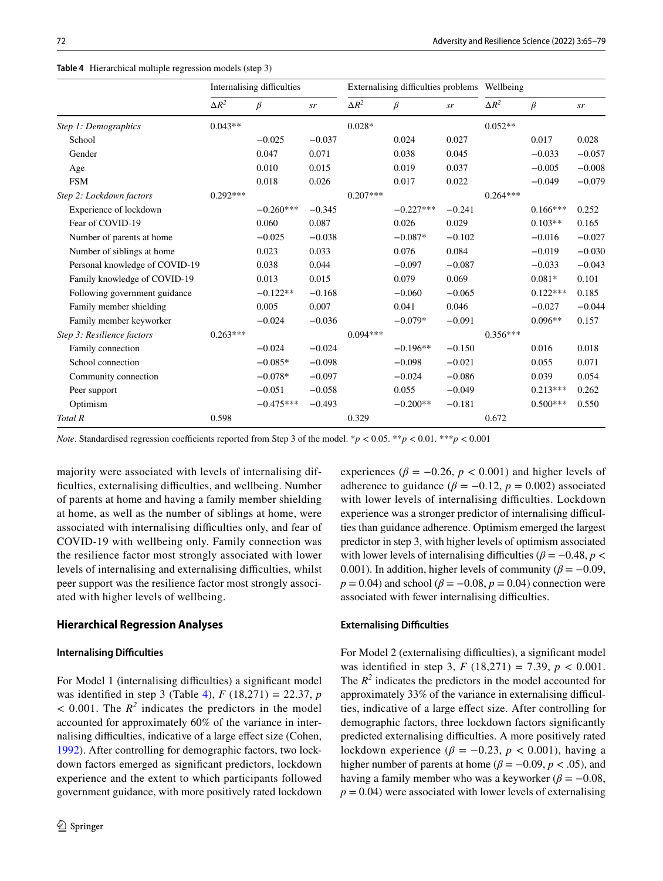**Table 4** Hierarchical multiple regression models (step 3)

| | Internalising difficulties | | | Externalising difficulties problems | | | Wellbeing | | |
|---|---|---|---|---|---|---|---|---|---|
| | $\Delta R^2$ | $\beta$ | $sr$ | $\Delta R^2$ | $\beta$ | $sr$ | $\Delta R^2$ | $\beta$ | $sr$ |
| *Step 1: Demographics* | 0.043** | | | 0.028* | | | 0.052** | | |
| School | | −0.025 | −0.037 | | 0.024 | 0.027 | | 0.017 | 0.028 |
| Gender | | 0.047 | 0.071 | | 0.038 | 0.045 | | −0.033 | −0.057 |
| Age | | 0.010 | 0.015 | | 0.019 | 0.037 | | −0.005 | −0.008 |
| FSM | | 0.018 | 0.026 | | 0.017 | 0.022 | | −0.049 | −0.079 |
| *Step 2: Lockdown factors* | 0.292*** | | | 0.207*** | | | 0.264*** | | |
| Experience of lockdown | | −0.260*** | −0.345 | | −0.227*** | −0.241 | | 0.166*** | 0.252 |
| Fear of COVID-19 | | 0.060 | 0.087 | | 0.026 | 0.029 | | 0.103** | 0.165 |
| Number of parents at home | | −0.025 | −0.038 | | −0.087* | −0.102 | | −0.016 | −0.027 |
| Number of siblings at home | | 0.023 | 0.033 | | 0.076 | 0.084 | | −0.019 | −0.030 |
| Personal knowledge of COVID-19 | | 0.038 | 0.044 | | −0.097 | −0.087 | | −0.033 | −0.043 |
| Family knowledge of COVID-19 | | 0.013 | 0.015 | | 0.079 | 0.069 | | 0.081* | 0.101 |
| Following government guidance | | −0.122** | −0.168 | | −0.060 | −0.065 | | 0.122*** | 0.185 |
| Family member shielding | | 0.005 | 0.007 | | 0.041 | 0.046 | | −0.027 | −0.044 |
| Family member keyworker | | −0.024 | −0.036 | | −0.079* | −0.091 | | 0.096** | 0.157 |
| *Step 3: Resilience factors* | 0.263*** | | | 0.094*** | | | 0.356*** | | |
| Family connection | | −0.024 | −0.024 | | −0.196** | −0.150 | | 0.016 | 0.018 |
| School connection | | −0.085* | −0.098 | | −0.098 | −0.021 | | 0.055 | 0.071 |
| Community connection | | −0.078* | −0.097 | | −0.024 | −0.086 | | 0.039 | 0.054 |
| Peer support | | −0.051 | −0.058 | | 0.055 | −0.049 | | 0.213*** | 0.262 |
| Optimism | | −0.475*** | −0.493 | | −0.200** | −0.181 | | 0.500*** | 0.550 |
| *Total R* | 0.598 | | | 0.329 | | | 0.672 | | |

*Note*. Standardised regression coefficients reported from Step 3 of the model. *$p < 0.05$. **$p < 0.01$. ***$p < 0.001$

majority were associated with levels of internalising difficulties, externalising difficulties, and wellbeing. Number of parents at home and having a family member shielding at home, as well as the number of siblings at home, were associated with internalising difficulties only, and fear of COVID-19 with wellbeing only. Family connection was the resilience factor most strongly associated with lower levels of internalising and externalising difficulties, whilst peer support was the resilience factor most strongly associated with higher levels of wellbeing.

## Hierarchical Regression Analyses

### Internalising Difficulties

For Model 1 (internalising difficulties) a significant model was identified in step 3 (Table 4), $F$ (18,271) = 22.37, $p < 0.001$. The $R^2$ indicates the predictors in the model accounted for approximately 60% of the variance in internalising difficulties, indicative of a large effect size (Cohen, 1992). After controlling for demographic factors, two lockdown factors emerged as significant predictors, lockdown experience and the extent to which participants followed government guidance, with more positively rated lockdown experiences ($\beta = -0.26$, $p < 0.001$) and higher levels of adherence to guidance ($\beta = -0.12$, $p = 0.002$) associated with lower levels of internalising difficulties. Lockdown experience was a stronger predictor of internalising difficulties than guidance adherence. Optimism emerged the largest predictor in step 3, with higher levels of optimism associated with lower levels of internalising difficulties ($\beta = -0.48$, $p < 0.001$). In addition, higher levels of community ($\beta = -0.09$, $p = 0.04$) and school ($\beta = -0.08$, $p = 0.04$) connection were associated with fewer internalising difficulties.

### Externalising Difficulties

For Model 2 (externalising difficulties), a significant model was identified in step 3, $F$ (18,271) = 7.39, $p < 0.001$. The $R^2$ indicates the predictors in the model accounted for approximately 33% of the variance in externalising difficulties, indicative of a large effect size. After controlling for demographic factors, three lockdown factors significantly predicted externalising difficulties. A more positively rated lockdown experience ($\beta = -0.23$, $p < 0.001$), having a higher number of parents at home ($\beta = -0.09$, $p < .05$), and having a family member who was a keyworker ($\beta = -0.08$, $p = 0.04$) were associated with lower levels of externalising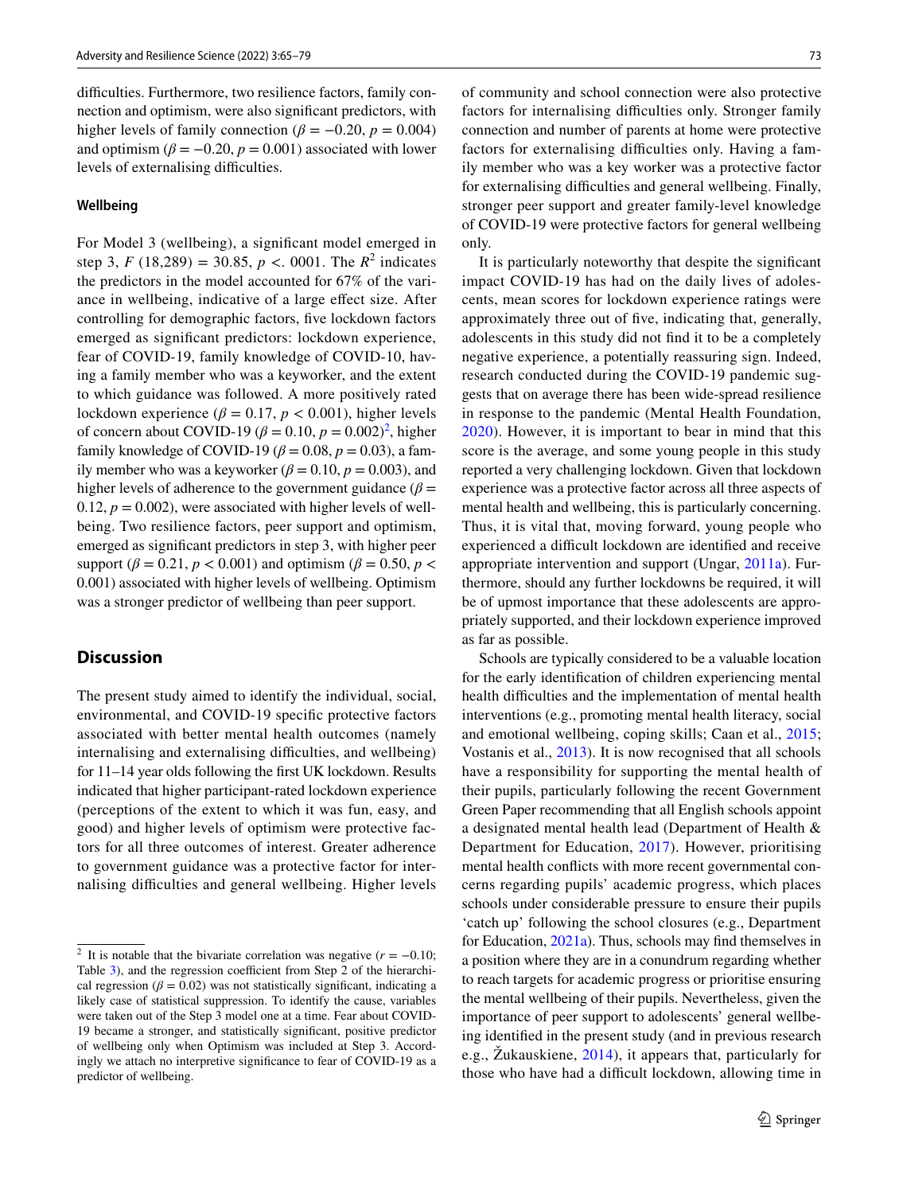difficulties. Furthermore, two resilience factors, family connection and optimism, were also significant predictors, with higher levels of family connection ($\beta = -0.20$, $p = 0.004$) and optimism ($\beta = -0.20$, $p = 0.001$) associated with lower levels of externalising difficulties.

#### Wellbeing

For Model 3 (wellbeing), a significant model emerged in step 3, $F$ (18,289) = 30.85, $p <. 0001$. The $R^2$ indicates the predictors in the model accounted for 67% of the variance in wellbeing, indicative of a large effect size. After controlling for demographic factors, five lockdown factors emerged as significant predictors: lockdown experience, fear of COVID-19, family knowledge of COVID-10, having a family member who was a keyworker, and the extent to which guidance was followed. A more positively rated lockdown experience ($\beta = 0.17$, $p < 0.001$), higher levels of concern about COVID-19 ($\beta = 0.10$, $p = 0.002$)[2], higher family knowledge of COVID-19 ($\beta = 0.08$, $p = 0.03$), a family member who was a keyworker ($\beta = 0.10$, $p = 0.003$), and higher levels of adherence to the government guidance ($\beta = 0.12$, $p = 0.002$), were associated with higher levels of wellbeing. Two resilience factors, peer support and optimism, emerged as significant predictors in step 3, with higher peer support ($\beta = 0.21$, $p < 0.001$) and optimism ($\beta = 0.50$, $p < 0.001$) associated with higher levels of wellbeing. Optimism was a stronger predictor of wellbeing than peer support.

## Discussion

The present study aimed to identify the individual, social, environmental, and COVID-19 specific protective factors associated with better mental health outcomes (namely internalising and externalising difficulties, and wellbeing) for 11–14 year olds following the first UK lockdown. Results indicated that higher participant-rated lockdown experience (perceptions of the extent to which it was fun, easy, and good) and higher levels of optimism were protective factors for all three outcomes of interest. Greater adherence to government guidance was a protective factor for internalising difficulties and general wellbeing. Higher levels of community and school connection were also protective factors for internalising difficulties only. Stronger family connection and number of parents at home were protective factors for externalising difficulties only. Having a family member who was a key worker was a protective factor for externalising difficulties and general wellbeing. Finally, stronger peer support and greater family-level knowledge of COVID-19 were protective factors for general wellbeing only.

It is particularly noteworthy that despite the significant impact COVID-19 has had on the daily lives of adolescents, mean scores for lockdown experience ratings were approximately three out of five, indicating that, generally, adolescents in this study did not find it to be a completely negative experience, a potentially reassuring sign. Indeed, research conducted during the COVID-19 pandemic suggests that on average there has been wide-spread resilience in response to the pandemic (Mental Health Foundation, 2020). However, it is important to bear in mind that this score is the average, and some young people in this study reported a very challenging lockdown. Given that lockdown experience was a protective factor across all three aspects of mental health and wellbeing, this is particularly concerning. Thus, it is vital that, moving forward, young people who experienced a difficult lockdown are identified and receive appropriate intervention and support (Ungar, 2011a). Furthermore, should any further lockdowns be required, it will be of upmost importance that these adolescents are appropriately supported, and their lockdown experience improved as far as possible.

Schools are typically considered to be a valuable location for the early identification of children experiencing mental health difficulties and the implementation of mental health interventions (e.g., promoting mental health literacy, social and emotional wellbeing, coping skills; Caan et al., 2015; Vostanis et al., 2013). It is now recognised that all schools have a responsibility for supporting the mental health of their pupils, particularly following the recent Government Green Paper recommending that all English schools appoint a designated mental health lead (Department of Health & Department for Education, 2017). However, prioritising mental health conflicts with more recent governmental concerns regarding pupils' academic progress, which places schools under considerable pressure to ensure their pupils 'catch up' following the school closures (e.g., Department for Education, 2021a). Thus, schools may find themselves in a position where they are in a conundrum regarding whether to reach targets for academic progress or prioritise ensuring the mental wellbeing of their pupils. Nevertheless, given the importance of peer support to adolescents' general wellbeing identified in the present study (and in previous research e.g., Žukauskiene, 2014), it appears that, particularly for those who have had a difficult lockdown, allowing time in

---

[2] It is notable that the bivariate correlation was negative ($r = -0.10$; Table 3), and the regression coefficient from Step 2 of the hierarchical regression ($\beta = 0.02$) was not statistically significant, indicating a likely case of statistical suppression. To identify the cause, variables were taken out of the Step 3 model one at a time. Fear about COVID-19 became a stronger, and statistically significant, positive predictor of wellbeing only when Optimism was included at Step 3. Accordingly we attach no interpretive significance to fear of COVID-19 as a predictor of wellbeing.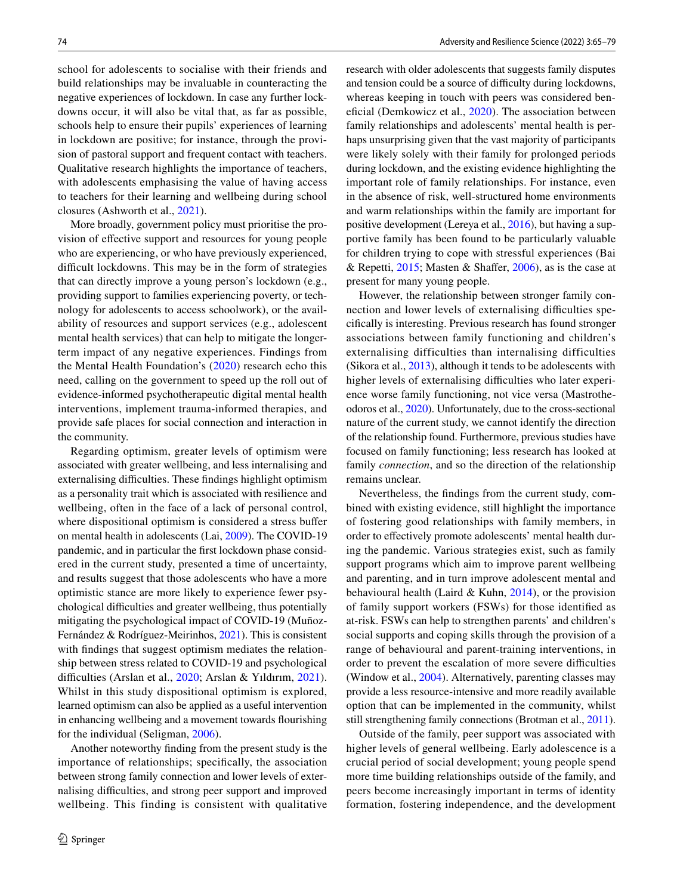school for adolescents to socialise with their friends and build relationships may be invaluable in counteracting the negative experiences of lockdown. In case any further lockdowns occur, it will also be vital that, as far as possible, schools help to ensure their pupils' experiences of learning in lockdown are positive; for instance, through the provision of pastoral support and frequent contact with teachers. Qualitative research highlights the importance of teachers, with adolescents emphasising the value of having access to teachers for their learning and wellbeing during school closures (Ashworth et al., 2021).

More broadly, government policy must prioritise the provision of effective support and resources for young people who are experiencing, or who have previously experienced, difficult lockdowns. This may be in the form of strategies that can directly improve a young person's lockdown (e.g., providing support to families experiencing poverty, or technology for adolescents to access schoolwork), or the availability of resources and support services (e.g., adolescent mental health services) that can help to mitigate the longer-term impact of any negative experiences. Findings from the Mental Health Foundation's (2020) research echo this need, calling on the government to speed up the roll out of evidence-informed psychotherapeutic digital mental health interventions, implement trauma-informed therapies, and provide safe places for social connection and interaction in the community.

Regarding optimism, greater levels of optimism were associated with greater wellbeing, and less internalising and externalising difficulties. These findings highlight optimism as a personality trait which is associated with resilience and wellbeing, often in the face of a lack of personal control, where dispositional optimism is considered a stress buffer on mental health in adolescents (Lai, 2009). The COVID-19 pandemic, and in particular the first lockdown phase considered in the current study, presented a time of uncertainty, and results suggest that those adolescents who have a more optimistic stance are more likely to experience fewer psychological difficulties and greater wellbeing, thus potentially mitigating the psychological impact of COVID-19 (Muñoz-Fernández & Rodríguez-Meirinhos, 2021). This is consistent with findings that suggest optimism mediates the relationship between stress related to COVID-19 and psychological difficulties (Arslan et al., 2020; Arslan & Yıldırım, 2021). Whilst in this study dispositional optimism is explored, learned optimism can also be applied as a useful intervention in enhancing wellbeing and a movement towards flourishing for the individual (Seligman, 2006).

Another noteworthy finding from the present study is the importance of relationships; specifically, the association between strong family connection and lower levels of externalising difficulties, and strong peer support and improved wellbeing. This finding is consistent with qualitative research with older adolescents that suggests family disputes and tension could be a source of difficulty during lockdowns, whereas keeping in touch with peers was considered beneficial (Demkowicz et al., 2020). The association between family relationships and adolescents' mental health is perhaps unsurprising given that the vast majority of participants were likely solely with their family for prolonged periods during lockdown, and the existing evidence highlighting the important role of family relationships. For instance, even in the absence of risk, well-structured home environments and warm relationships within the family are important for positive development (Lereya et al., 2016), but having a supportive family has been found to be particularly valuable for children trying to cope with stressful experiences (Bai & Repetti, 2015; Masten & Shaffer, 2006), as is the case at present for many young people.

However, the relationship between stronger family connection and lower levels of externalising difficulties specifically is interesting. Previous research has found stronger associations between family functioning and children's externalising difficulties than internalising difficulties (Sikora et al., 2013), although it tends to be adolescents with higher levels of externalising difficulties who later experience worse family functioning, not vice versa (Mastrotheodoros et al., 2020). Unfortunately, due to the cross-sectional nature of the current study, we cannot identify the direction of the relationship found. Furthermore, previous studies have focused on family functioning; less research has looked at family *connection*, and so the direction of the relationship remains unclear.

Nevertheless, the findings from the current study, combined with existing evidence, still highlight the importance of fostering good relationships with family members, in order to effectively promote adolescents' mental health during the pandemic. Various strategies exist, such as family support programs which aim to improve parent wellbeing and parenting, and in turn improve adolescent mental and behavioural health (Laird & Kuhn, 2014), or the provision of family support workers (FSWs) for those identified as at-risk. FSWs can help to strengthen parents' and children's social supports and coping skills through the provision of a range of behavioural and parent-training interventions, in order to prevent the escalation of more severe difficulties (Window et al., 2004). Alternatively, parenting classes may provide a less resource-intensive and more readily available option that can be implemented in the community, whilst still strengthening family connections (Brotman et al., 2011).

Outside of the family, peer support was associated with higher levels of general wellbeing. Early adolescence is a crucial period of social development; young people spend more time building relationships outside of the family, and peers become increasingly important in terms of identity formation, fostering independence, and the development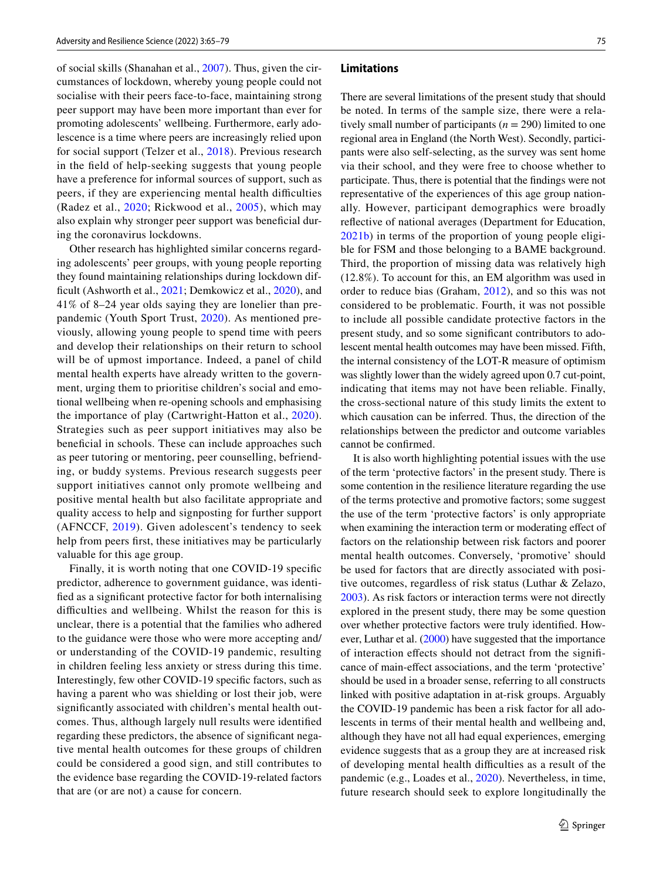of social skills (Shanahan et al., 2007). Thus, given the circumstances of lockdown, whereby young people could not socialise with their peers face-to-face, maintaining strong peer support may have been more important than ever for promoting adolescents' wellbeing. Furthermore, early adolescence is a time where peers are increasingly relied upon for social support (Telzer et al., 2018). Previous research in the field of help-seeking suggests that young people have a preference for informal sources of support, such as peers, if they are experiencing mental health difficulties (Radez et al., 2020; Rickwood et al., 2005), which may also explain why stronger peer support was beneficial during the coronavirus lockdowns.

Other research has highlighted similar concerns regarding adolescents' peer groups, with young people reporting they found maintaining relationships during lockdown difficult (Ashworth et al., 2021; Demkowicz et al., 2020), and 41% of 8–24 year olds saying they are lonelier than pre-pandemic (Youth Sport Trust, 2020). As mentioned previously, allowing young people to spend time with peers and develop their relationships on their return to school will be of upmost importance. Indeed, a panel of child mental health experts have already written to the government, urging them to prioritise children's social and emotional wellbeing when re-opening schools and emphasising the importance of play (Cartwright-Hatton et al., 2020). Strategies such as peer support initiatives may also be beneficial in schools. These can include approaches such as peer tutoring or mentoring, peer counselling, befriending, or buddy systems. Previous research suggests peer support initiatives cannot only promote wellbeing and positive mental health but also facilitate appropriate and quality access to help and signposting for further support (AFNCCF, 2019). Given adolescent's tendency to seek help from peers first, these initiatives may be particularly valuable for this age group.

Finally, it is worth noting that one COVID-19 specific predictor, adherence to government guidance, was identified as a significant protective factor for both internalising difficulties and wellbeing. Whilst the reason for this is unclear, there is a potential that the families who adhered to the guidance were those who were more accepting and/or understanding of the COVID-19 pandemic, resulting in children feeling less anxiety or stress during this time. Interestingly, few other COVID-19 specific factors, such as having a parent who was shielding or lost their job, were significantly associated with children's mental health outcomes. Thus, although largely null results were identified regarding these predictors, the absence of significant negative mental health outcomes for these groups of children could be considered a good sign, and still contributes to the evidence base regarding the COVID-19-related factors that are (or are not) a cause for concern.

## Limitations

There are several limitations of the present study that should be noted. In terms of the sample size, there were a relatively small number of participants ($n = 290$) limited to one regional area in England (the North West). Secondly, participants were also self-selecting, as the survey was sent home via their school, and they were free to choose whether to participate. Thus, there is potential that the findings were not representative of the experiences of this age group nationally. However, participant demographics were broadly reflective of national averages (Department for Education, 2021b) in terms of the proportion of young people eligible for FSM and those belonging to a BAME background. Third, the proportion of missing data was relatively high (12.8%). To account for this, an EM algorithm was used in order to reduce bias (Graham, 2012), and so this was not considered to be problematic. Fourth, it was not possible to include all possible candidate protective factors in the present study, and so some significant contributors to adolescent mental health outcomes may have been missed. Fifth, the internal consistency of the LOT-R measure of optimism was slightly lower than the widely agreed upon 0.7 cut-point, indicating that items may not have been reliable. Finally, the cross-sectional nature of this study limits the extent to which causation can be inferred. Thus, the direction of the relationships between the predictor and outcome variables cannot be confirmed.

It is also worth highlighting potential issues with the use of the term 'protective factors' in the present study. There is some contention in the resilience literature regarding the use of the terms protective and promotive factors; some suggest the use of the term 'protective factors' is only appropriate when examining the interaction term or moderating effect of factors on the relationship between risk factors and poorer mental health outcomes. Conversely, 'promotive' should be used for factors that are directly associated with positive outcomes, regardless of risk status (Luthar & Zelazo, 2003). As risk factors or interaction terms were not directly explored in the present study, there may be some question over whether protective factors were truly identified. However, Luthar et al. (2000) have suggested that the importance of interaction effects should not detract from the significance of main-effect associations, and the term 'protective' should be used in a broader sense, referring to all constructs linked with positive adaptation in at-risk groups. Arguably the COVID-19 pandemic has been a risk factor for all adolescents in terms of their mental health and wellbeing and, although they have not all had equal experiences, emerging evidence suggests that as a group they are at increased risk of developing mental health difficulties as a result of the pandemic (e.g., Loades et al., 2020). Nevertheless, in time, future research should seek to explore longitudinally the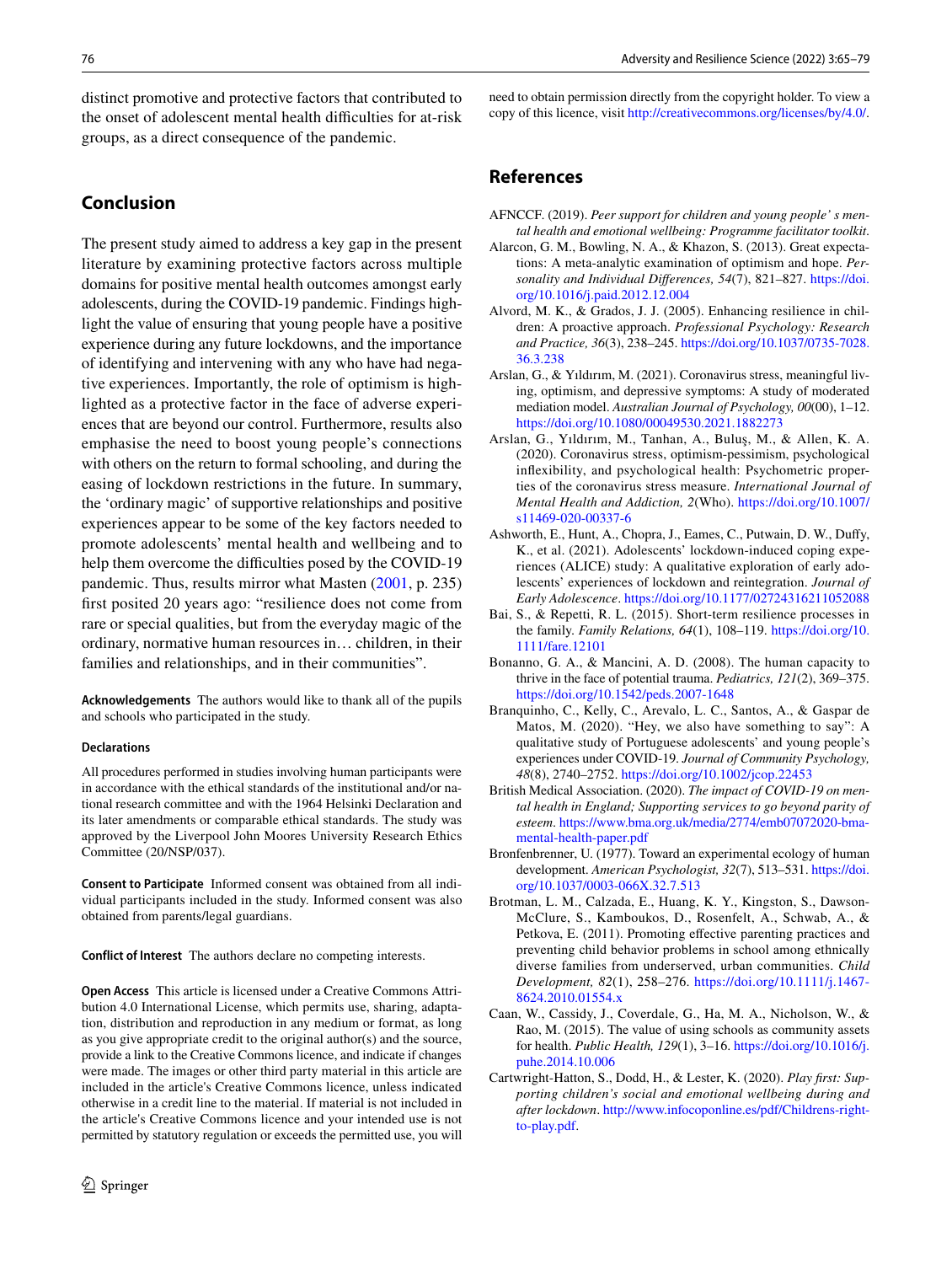distinct promotive and protective factors that contributed to the onset of adolescent mental health difficulties for at-risk groups, as a direct consequence of the pandemic.

## Conclusion

The present study aimed to address a key gap in the present literature by examining protective factors across multiple domains for positive mental health outcomes amongst early adolescents, during the COVID-19 pandemic. Findings highlight the value of ensuring that young people have a positive experience during any future lockdowns, and the importance of identifying and intervening with any who have had negative experiences. Importantly, the role of optimism is highlighted as a protective factor in the face of adverse experiences that are beyond our control. Furthermore, results also emphasise the need to boost young people's connections with others on the return to formal schooling, and during the easing of lockdown restrictions in the future. In summary, the 'ordinary magic' of supportive relationships and positive experiences appear to be some of the key factors needed to promote adolescents' mental health and wellbeing and to help them overcome the difficulties posed by the COVID-19 pandemic. Thus, results mirror what Masten (2001, p. 235) first posited 20 years ago: "resilience does not come from rare or special qualities, but from the everyday magic of the ordinary, normative human resources in… children, in their families and relationships, and in their communities".

**Acknowledgements** The authors would like to thank all of the pupils and schools who participated in the study.

**Declarations**

All procedures performed in studies involving human participants were in accordance with the ethical standards of the institutional and/or national research committee and with the 1964 Helsinki Declaration and its later amendments or comparable ethical standards. The study was approved by the Liverpool John Moores University Research Ethics Committee (20/NSP/037).

**Consent to Participate** Informed consent was obtained from all individual participants included in the study. Informed consent was also obtained from parents/legal guardians.

**Conflict of Interest** The authors declare no competing interests.

**Open Access** This article is licensed under a Creative Commons Attribution 4.0 International License, which permits use, sharing, adaptation, distribution and reproduction in any medium or format, as long as you give appropriate credit to the original author(s) and the source, provide a link to the Creative Commons licence, and indicate if changes were made. The images or other third party material in this article are included in the article's Creative Commons licence, unless indicated otherwise in a credit line to the material. If material is not included in the article's Creative Commons licence and your intended use is not permitted by statutory regulation or exceeds the permitted use, you will need to obtain permission directly from the copyright holder. To view a copy of this licence, visit http://creativecommons.org/licenses/by/4.0/.

## References

AFNCCF. (2019). *Peer support for children and young people' s mental health and emotional wellbeing: Programme facilitator toolkit*.

Alarcon, G. M., Bowling, N. A., & Khazon, S. (2013). Great expectations: A meta-analytic examination of optimism and hope. *Personality and Individual Differences, 54*(7), 821–827. https://doi.org/10.1016/j.paid.2012.12.004

Alvord, M. K., & Grados, J. J. (2005). Enhancing resilience in children: A proactive approach. *Professional Psychology: Research and Practice, 36*(3), 238–245. https://doi.org/10.1037/0735-7028.36.3.238

Arslan, G., & Yıldırım, M. (2021). Coronavirus stress, meaningful living, optimism, and depressive symptoms: A study of moderated mediation model. *Australian Journal of Psychology, 00*(00), 1–12. https://doi.org/10.1080/00049530.2021.1882273

Arslan, G., Yıldırım, M., Tanhan, A., Buluş, M., & Allen, K. A. (2020). Coronavirus stress, optimism-pessimism, psychological inflexibility, and psychological health: Psychometric properties of the coronavirus stress measure. *International Journal of Mental Health and Addiction, 2*(Who). https://doi.org/10.1007/s11469-020-00337-6

Ashworth, E., Hunt, A., Chopra, J., Eames, C., Putwain, D. W., Duffy, K., et al. (2021). Adolescents' lockdown-induced coping experiences (ALICE) study: A qualitative exploration of early adolescents' experiences of lockdown and reintegration. *Journal of Early Adolescence*. https://doi.org/10.1177/02724316211052088

Bai, S., & Repetti, R. L. (2015). Short-term resilience processes in the family. *Family Relations, 64*(1), 108–119. https://doi.org/10.1111/fare.12101

Bonanno, G. A., & Mancini, A. D. (2008). The human capacity to thrive in the face of potential trauma. *Pediatrics, 121*(2), 369–375. https://doi.org/10.1542/peds.2007-1648

Branquinho, C., Kelly, C., Arevalo, L. C., Santos, A., & Gaspar de Matos, M. (2020). "Hey, we also have something to say": A qualitative study of Portuguese adolescents' and young people's experiences under COVID-19. *Journal of Community Psychology, 48*(8), 2740–2752. https://doi.org/10.1002/jcop.22453

British Medical Association. (2020). *The impact of COVID-19 on mental health in England; Supporting services to go beyond parity of esteem*. https://www.bma.org.uk/media/2774/emb07072020-bma-mental-health-paper.pdf

Bronfenbrenner, U. (1977). Toward an experimental ecology of human development. *American Psychologist, 32*(7), 513–531. https://doi.org/10.1037/0003-066X.32.7.513

Brotman, L. M., Calzada, E., Huang, K. Y., Kingston, S., Dawson-McClure, S., Kamboukos, D., Rosenfelt, A., Schwab, A., & Petkova, E. (2011). Promoting effective parenting practices and preventing child behavior problems in school among ethnically diverse families from underserved, urban communities. *Child Development, 82*(1), 258–276. https://doi.org/10.1111/j.1467-8624.2010.01554.x

Caan, W., Cassidy, J., Coverdale, G., Ha, M. A., Nicholson, W., & Rao, M. (2015). The value of using schools as community assets for health. *Public Health, 129*(1), 3–16. https://doi.org/10.1016/j.puhe.2014.10.006

Cartwright-Hatton, S., Dodd, H., & Lester, K. (2020). *Play first: Supporting children's social and emotional wellbeing during and after lockdown*. http://www.infocoponline.es/pdf/Childrens-right-to-play.pdf.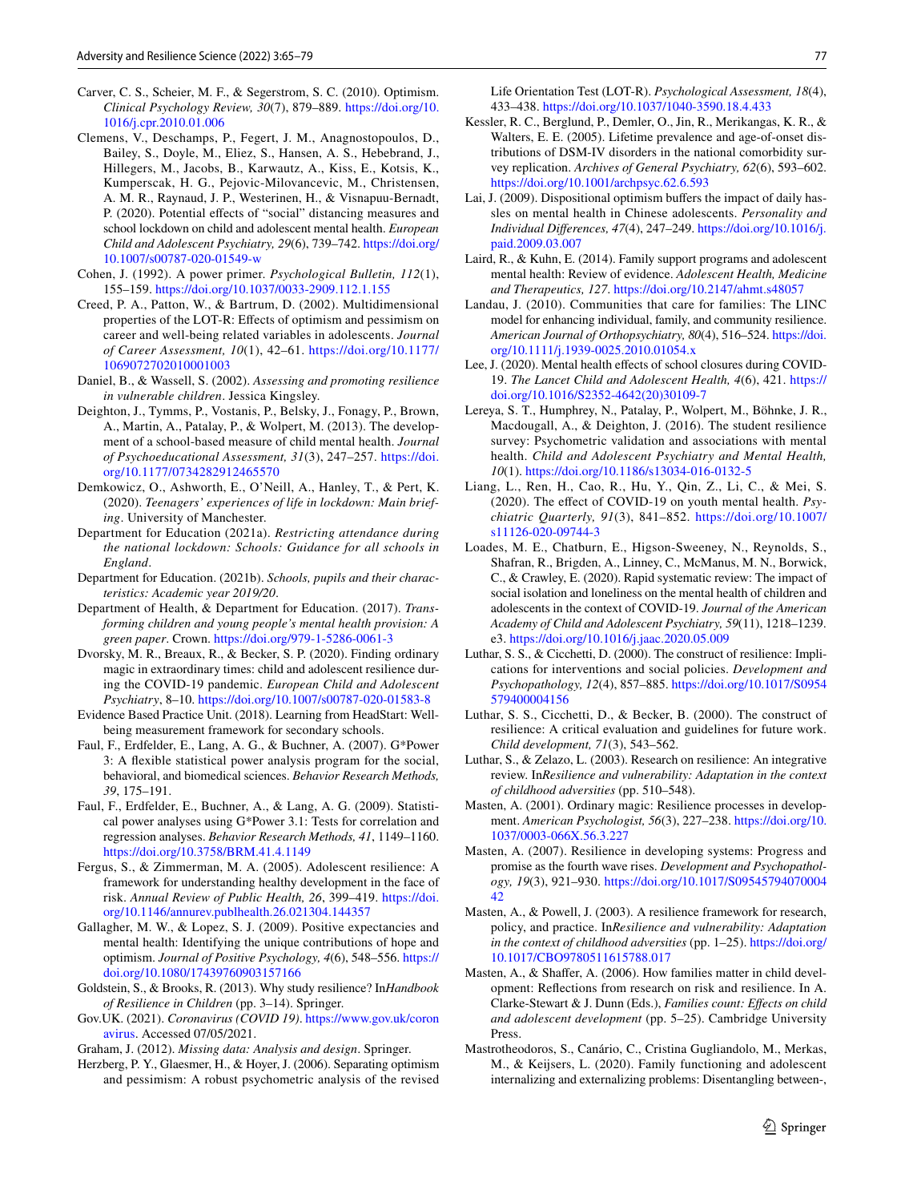Carver, C. S., Scheier, M. F., & Segerstrom, S. C. (2010). Optimism. *Clinical Psychology Review, 30*(7), 879–889. https://doi.org/10.1016/j.cpr.2010.01.006

Clemens, V., Deschamps, P., Fegert, J. M., Anagnostopoulos, D., Bailey, S., Doyle, M., Eliez, S., Hansen, A. S., Hebebrand, J., Hillegers, M., Jacobs, B., Karwautz, A., Kiss, E., Kotsis, K., Kumperscak, H. G., Pejovic-Milovancevic, M., Christensen, A. M. R., Raynaud, J. P., Westerinen, H., & Visnapuu-Bernadt, P. (2020). Potential effects of "social" distancing measures and school lockdown on child and adolescent mental health. *European Child and Adolescent Psychiatry, 29*(6), 739–742. https://doi.org/10.1007/s00787-020-01549-w

Cohen, J. (1992). A power primer. *Psychological Bulletin, 112*(1), 155–159. https://doi.org/10.1037/0033-2909.112.1.155

Creed, P. A., Patton, W., & Bartrum, D. (2002). Multidimensional properties of the LOT-R: Effects of optimism and pessimism on career and well-being related variables in adolescents. *Journal of Career Assessment, 10*(1), 42–61. https://doi.org/10.1177/1069072702010001003

Daniel, B., & Wassell, S. (2002). *Assessing and promoting resilience in vulnerable children*. Jessica Kingsley.

Deighton, J., Tymms, P., Vostanis, P., Belsky, J., Fonagy, P., Brown, A., Martin, A., Patalay, P., & Wolpert, M. (2013). The development of a school-based measure of child mental health. *Journal of Psychoeducational Assessment, 31*(3), 247–257. https://doi.org/10.1177/0734282912465570

Demkowicz, O., Ashworth, E., O'Neill, A., Hanley, T., & Pert, K. (2020). *Teenagers' experiences of life in lockdown: Main briefing*. University of Manchester.

Department for Education (2021a). *Restricting attendance during the national lockdown: Schools: Guidance for all schools in England*.

Department for Education. (2021b). *Schools, pupils and their characteristics: Academic year 2019/20*.

Department of Health, & Department for Education. (2017). *Transforming children and young people's mental health provision: A green paper*. Crown. https://doi.org/979-1-5286-0061-3

Dvorsky, M. R., Breaux, R., & Becker, S. P. (2020). Finding ordinary magic in extraordinary times: child and adolescent resilience during the COVID-19 pandemic. *European Child and Adolescent Psychiatry*, 8–10. https://doi.org/10.1007/s00787-020-01583-8

Evidence Based Practice Unit. (2018). Learning from HeadStart: Wellbeing measurement framework for secondary schools.

Faul, F., Erdfelder, E., Lang, A. G., & Buchner, A. (2007). G*Power 3: A flexible statistical power analysis program for the social, behavioral, and biomedical sciences. *Behavior Research Methods, 39*, 175–191.

Faul, F., Erdfelder, E., Buchner, A., & Lang, A. G. (2009). Statistical power analyses using G*Power 3.1: Tests for correlation and regression analyses. *Behavior Research Methods, 41*, 1149–1160. https://doi.org/10.3758/BRM.41.4.1149

Fergus, S., & Zimmerman, M. A. (2005). Adolescent resilience: A framework for understanding healthy development in the face of risk. *Annual Review of Public Health, 26*, 399–419. https://doi.org/10.1146/annurev.publhealth.26.021304.144357

Gallagher, M. W., & Lopez, S. J. (2009). Positive expectancies and mental health: Identifying the unique contributions of hope and optimism. *Journal of Positive Psychology, 4*(6), 548–556. https://doi.org/10.1080/17439760903157166

Goldstein, S., & Brooks, R. (2013). Why study resilience? In*Handbook of Resilience in Children* (pp. 3–14). Springer.

Gov.UK. (2021). *Coronavirus (COVID 19)*. https://www.gov.uk/coronavirus. Accessed 07/05/2021.

Graham, J. (2012). *Missing data: Analysis and design*. Springer.

Herzberg, P. Y., Glaesmer, H., & Hoyer, J. (2006). Separating optimism and pessimism: A robust psychometric analysis of the revised Life Orientation Test (LOT-R). *Psychological Assessment, 18*(4), 433–438. https://doi.org/10.1037/1040-3590.18.4.433

Kessler, R. C., Berglund, P., Demler, O., Jin, R., Merikangas, K. R., & Walters, E. E. (2005). Lifetime prevalence and age-of-onset distributions of DSM-IV disorders in the national comorbidity survey replication. *Archives of General Psychiatry, 62*(6), 593–602. https://doi.org/10.1001/archpsyc.62.6.593

Lai, J. (2009). Dispositional optimism buffers the impact of daily hassles on mental health in Chinese adolescents. *Personality and Individual Differences, 47*(4), 247–249. https://doi.org/10.1016/j.paid.2009.03.007

Laird, R., & Kuhn, E. (2014). Family support programs and adolescent mental health: Review of evidence. *Adolescent Health, Medicine and Therapeutics, 127*. https://doi.org/10.2147/ahmt.s48057

Landau, J. (2010). Communities that care for families: The LINC model for enhancing individual, family, and community resilience. *American Journal of Orthopsychiatry, 80*(4), 516–524. https://doi.org/10.1111/j.1939-0025.2010.01054.x

Lee, J. (2020). Mental health effects of school closures during COVID-19. *The Lancet Child and Adolescent Health, 4*(6), 421. https://doi.org/10.1016/S2352-4642(20)30109-7

Lereya, S. T., Humphrey, N., Patalay, P., Wolpert, M., Böhnke, J. R., Macdougall, A., & Deighton, J. (2016). The student resilience survey: Psychometric validation and associations with mental health. *Child and Adolescent Psychiatry and Mental Health, 10*(1). https://doi.org/10.1186/s13034-016-0132-5

Liang, L., Ren, H., Cao, R., Hu, Y., Qin, Z., Li, C., & Mei, S. (2020). The effect of COVID-19 on youth mental health. *Psychiatric Quarterly, 91*(3), 841–852. https://doi.org/10.1007/s11126-020-09744-3

Loades, M. E., Chatburn, E., Higson-Sweeney, N., Reynolds, S., Shafran, R., Brigden, A., Linney, C., McManus, M. N., Borwick, C., & Crawley, E. (2020). Rapid systematic review: The impact of social isolation and loneliness on the mental health of children and adolescents in the context of COVID-19. *Journal of the American Academy of Child and Adolescent Psychiatry, 59*(11), 1218–1239. e3. https://doi.org/10.1016/j.jaac.2020.05.009

Luthar, S. S., & Cicchetti, D. (2000). The construct of resilience: Implications for interventions and social policies. *Development and Psychopathology, 12*(4), 857–885. https://doi.org/10.1017/S0954579400004156

Luthar, S. S., Cicchetti, D., & Becker, B. (2000). The construct of resilience: A critical evaluation and guidelines for future work. *Child development, 71*(3), 543–562.

Luthar, S., & Zelazo, L. (2003). Research on resilience: An integrative review. In*Resilience and vulnerability: Adaptation in the context of childhood adversities* (pp. 510–548).

Masten, A. (2001). Ordinary magic: Resilience processes in development. *American Psychologist, 56*(3), 227–238. https://doi.org/10.1037/0003-066X.56.3.227

Masten, A. (2007). Resilience in developing systems: Progress and promise as the fourth wave rises. *Development and Psychopathology, 19*(3), 921–930. https://doi.org/10.1017/S0954579407000442

Masten, A., & Powell, J. (2003). A resilience framework for research, policy, and practice. In*Resilience and vulnerability: Adaptation in the context of childhood adversities* (pp. 1–25). https://doi.org/10.1017/CBO9780511615788.017

Masten, A., & Shaffer, A. (2006). How families matter in child development: Reflections from research on risk and resilience. In A. Clarke-Stewart & J. Dunn (Eds.), *Families count: Effects on child and adolescent development* (pp. 5–25). Cambridge University Press.

Mastrotheodoros, S., Canário, C., Cristina Gugliandolo, M., Merkas, M., & Keijsers, L. (2020). Family functioning and adolescent internalizing and externalizing problems: Disentangling between-,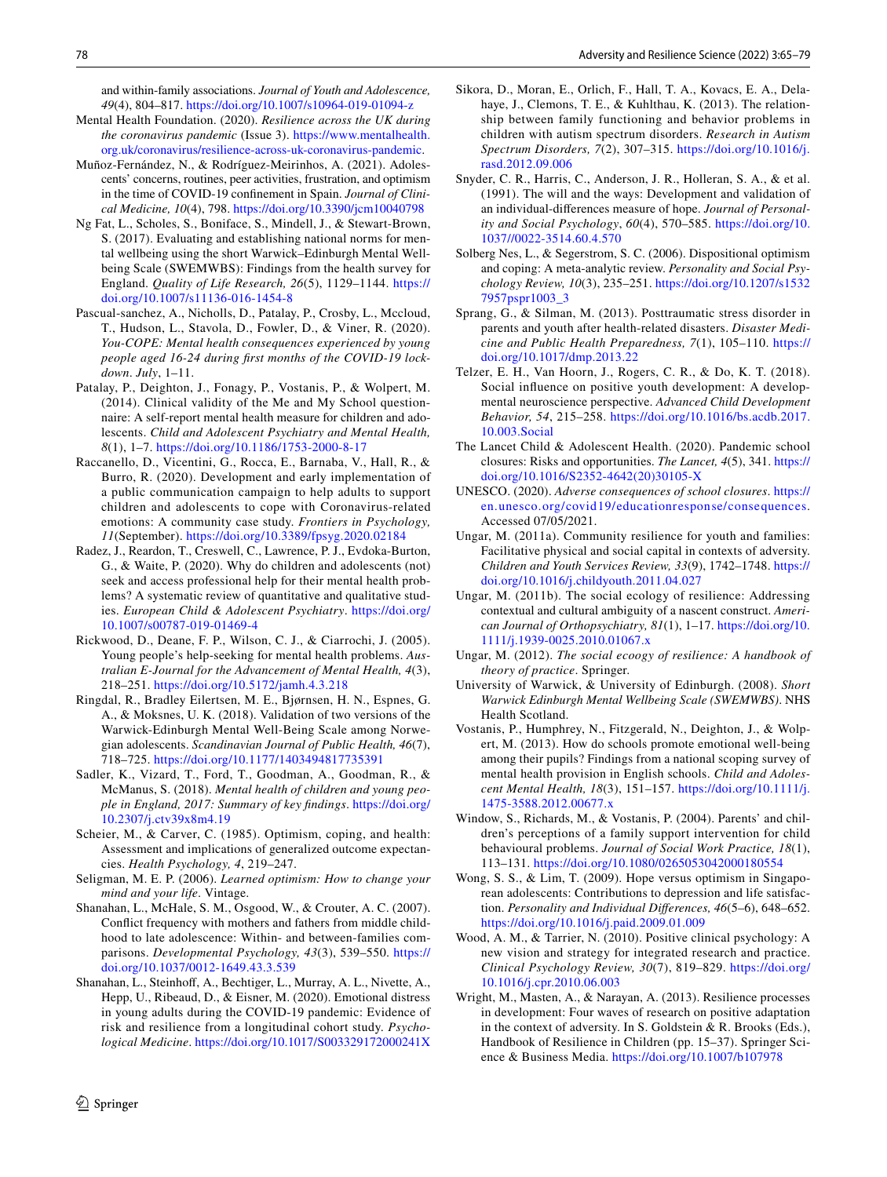and within-family associations. *Journal of Youth and Adolescence, 49*(4), 804–817. https://doi.org/10.1007/s10964-019-01094-z

Mental Health Foundation. (2020). *Resilience across the UK during the coronavirus pandemic* (Issue 3). https://www.mentalhealth.org.uk/coronavirus/resilience-across-uk-coronavirus-pandemic.

Muñoz-Fernández, N., & Rodríguez-Meirinhos, A. (2021). Adolescents' concerns, routines, peer activities, frustration, and optimism in the time of COVID-19 confinement in Spain. *Journal of Clinical Medicine, 10*(4), 798. https://doi.org/10.3390/jcm10040798

Ng Fat, L., Scholes, S., Boniface, S., Mindell, J., & Stewart-Brown, S. (2017). Evaluating and establishing national norms for mental wellbeing using the short Warwick–Edinburgh Mental Well-being Scale (SWEMWBS): Findings from the health survey for England. *Quality of Life Research, 26*(5), 1129–1144. https://doi.org/10.1007/s11136-016-1454-8

Pascual-sanchez, A., Nicholls, D., Patalay, P., Crosby, L., Mccloud, T., Hudson, L., Stavola, D., Fowler, D., & Viner, R. (2020). *You-COPE: Mental health consequences experienced by young people aged 16-24 during first months of the COVID-19 lockdown*. *July*, 1–11.

Patalay, P., Deighton, J., Fonagy, P., Vostanis, P., & Wolpert, M. (2014). Clinical validity of the Me and My School questionnaire: A self-report mental health measure for children and adolescents. *Child and Adolescent Psychiatry and Mental Health, 8*(1), 1–7. https://doi.org/10.1186/1753-2000-8-17

Raccanello, D., Vicentini, G., Rocca, E., Barnaba, V., Hall, R., & Burro, R. (2020). Development and early implementation of a public communication campaign to help adults to support children and adolescents to cope with Coronavirus-related emotions: A community case study. *Frontiers in Psychology, 11*(September). https://doi.org/10.3389/fpsyg.2020.02184

Radez, J., Reardon, T., Creswell, C., Lawrence, P. J., Evdoka-Burton, G., & Waite, P. (2020). Why do children and adolescents (not) seek and access professional help for their mental health problems? A systematic review of quantitative and qualitative studies. *European Child & Adolescent Psychiatry*. https://doi.org/10.1007/s00787-019-01469-4

Rickwood, D., Deane, F. P., Wilson, C. J., & Ciarrochi, J. (2005). Young people's help-seeking for mental health problems. *Australian E-Journal for the Advancement of Mental Health, 4*(3), 218–251. https://doi.org/10.5172/jamh.4.3.218

Ringdal, R., Bradley Eilertsen, M. E., Bjørnsen, H. N., Espnes, G. A., & Moksnes, U. K. (2018). Validation of two versions of the Warwick-Edinburgh Mental Well-Being Scale among Norwegian adolescents. *Scandinavian Journal of Public Health, 46*(7), 718–725. https://doi.org/10.1177/1403494817735391

Sadler, K., Vizard, T., Ford, T., Goodman, A., Goodman, R., & McManus, S. (2018). *Mental health of children and young people in England, 2017: Summary of key findings*. https://doi.org/10.2307/j.ctv39x8m4.19

Scheier, M., & Carver, C. (1985). Optimism, coping, and health: Assessment and implications of generalized outcome expectancies. *Health Psychology, 4*, 219–247.

Seligman, M. E. P. (2006). *Learned optimism: How to change your mind and your life*. Vintage.

Shanahan, L., McHale, S. M., Osgood, W., & Crouter, A. C. (2007). Conflict frequency with mothers and fathers from middle childhood to late adolescence: Within- and between-families comparisons. *Developmental Psychology, 43*(3), 539–550. https://doi.org/10.1037/0012-1649.43.3.539

Shanahan, L., Steinhoff, A., Bechtiger, L., Murray, A. L., Nivette, A., Hepp, U., Ribeaud, D., & Eisner, M. (2020). Emotional distress in young adults during the COVID-19 pandemic: Evidence of risk and resilience from a longitudinal cohort study. *Psychological Medicine*. https://doi.org/10.1017/S003329172000241X

Sikora, D., Moran, E., Orlich, F., Hall, T. A., Kovacs, E. A., Delahaye, J., Clemons, T. E., & Kuhlthau, K. (2013). The relationship between family functioning and behavior problems in children with autism spectrum disorders. *Research in Autism Spectrum Disorders, 7*(2), 307–315. https://doi.org/10.1016/j.rasd.2012.09.006

Snyder, C. R., Harris, C., Anderson, J. R., Holleran, S. A., & et al. (1991). The will and the ways: Development and validation of an individual-differences measure of hope. *Journal of Personality and Social Psychology*, *60*(4), 570–585. https://doi.org/10.1037//0022-3514.60.4.570

Solberg Nes, L., & Segerstrom, S. C. (2006). Dispositional optimism and coping: A meta-analytic review. *Personality and Social Psychology Review, 10*(3), 235–251. https://doi.org/10.1207/s15327957pspr1003_3

Sprang, G., & Silman, M. (2013). Posttraumatic stress disorder in parents and youth after health-related disasters. *Disaster Medicine and Public Health Preparedness, 7*(1), 105–110. https://doi.org/10.1017/dmp.2013.22

Telzer, E. H., Van Hoorn, J., Rogers, C. R., & Do, K. T. (2018). Social influence on positive youth development: A developmental neuroscience perspective. *Advanced Child Development Behavior, 54*, 215–258. https://doi.org/10.1016/bs.acdb.2017.10.003.Social

The Lancet Child & Adolescent Health. (2020). Pandemic school closures: Risks and opportunities. *The Lancet, 4*(5), 341. https://doi.org/10.1016/S2352-4642(20)30105-X

UNESCO. (2020). *Adverse consequences of school closures*. https://en.unesco.org/covid19/educationresponse/consequences. Accessed 07/05/2021.

Ungar, M. (2011a). Community resilience for youth and families: Facilitative physical and social capital in contexts of adversity. *Children and Youth Services Review, 33*(9), 1742–1748. https://doi.org/10.1016/j.childyouth.2011.04.027

Ungar, M. (2011b). The social ecology of resilience: Addressing contextual and cultural ambiguity of a nascent construct. *American Journal of Orthopsychiatry, 81*(1), 1–17. https://doi.org/10.1111/j.1939-0025.2010.01067.x

Ungar, M. (2012). *The social ecoogy of resilience: A handbook of theory of practice*. Springer.

University of Warwick, & University of Edinburgh. (2008). *Short Warwick Edinburgh Mental Wellbeing Scale (SWEMWBS)*. NHS Health Scotland.

Vostanis, P., Humphrey, N., Fitzgerald, N., Deighton, J., & Wolpert, M. (2013). How do schools promote emotional well-being among their pupils? Findings from a national scoping survey of mental health provision in English schools. *Child and Adolescent Mental Health, 18*(3), 151–157. https://doi.org/10.1111/j.1475-3588.2012.00677.x

Window, S., Richards, M., & Vostanis, P. (2004). Parents' and children's perceptions of a family support intervention for child behavioural problems. *Journal of Social Work Practice, 18*(1), 113–131. https://doi.org/10.1080/0265053042000180554

Wong, S. S., & Lim, T. (2009). Hope versus optimism in Singaporean adolescents: Contributions to depression and life satisfaction. *Personality and Individual Differences, 46*(5–6), 648–652. https://doi.org/10.1016/j.paid.2009.01.009

Wood, A. M., & Tarrier, N. (2010). Positive clinical psychology: A new vision and strategy for integrated research and practice. *Clinical Psychology Review, 30*(7), 819–829. https://doi.org/10.1016/j.cpr.2010.06.003

Wright, M., Masten, A., & Narayan, A. (2013). Resilience processes in development: Four waves of research on positive adaptation in the context of adversity. In S. Goldstein & R. Brooks (Eds.), Handbook of Resilience in Children (pp. 15–37). Springer Science & Business Media. https://doi.org/10.1007/b107978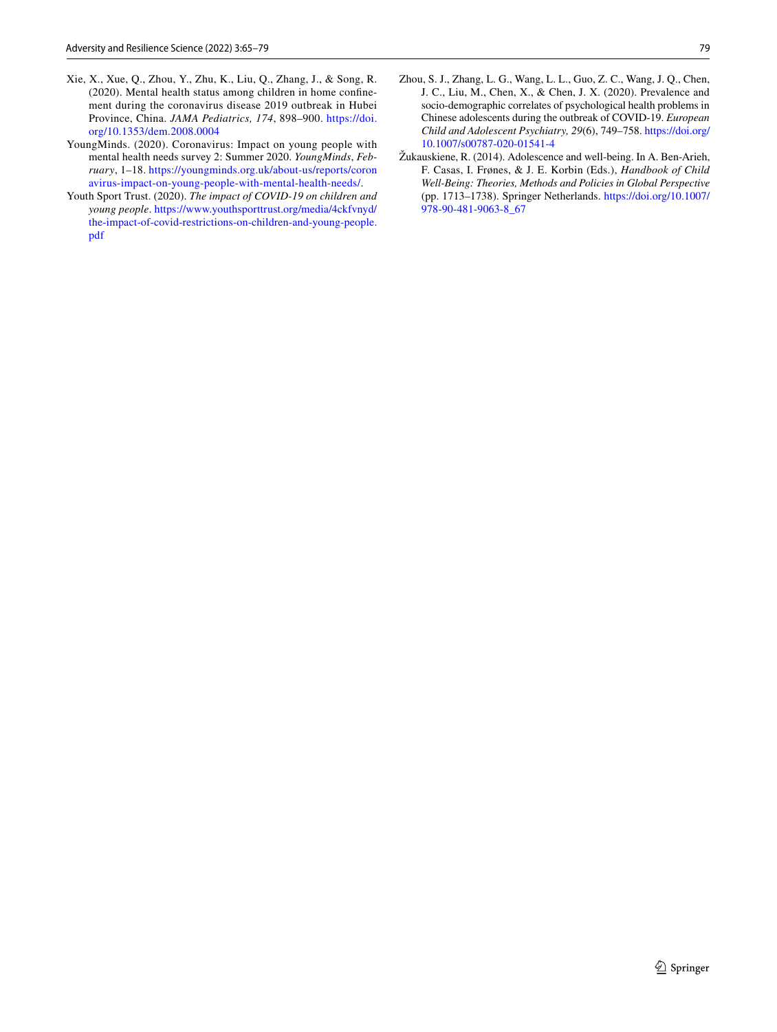Xie, X., Xue, Q., Zhou, Y., Zhu, K., Liu, Q., Zhang, J., & Song, R. (2020). Mental health status among children in home confinement during the coronavirus disease 2019 outbreak in Hubei Province, China. *JAMA Pediatrics, 174*, 898–900. https://doi.org/10.1353/dem.2008.0004

YoungMinds. (2020). Coronavirus: Impact on young people with mental health needs survey 2: Summer 2020. *YoungMinds*, *February*, 1–18. https://youngminds.org.uk/about-us/reports/coronavirus-impact-on-young-people-with-mental-health-needs/.

Youth Sport Trust. (2020). *The impact of COVID-19 on children and young people*. https://www.youthsporttrust.org/media/4ckfvnyd/the-impact-of-covid-restrictions-on-children-and-young-people.pdf

Zhou, S. J., Zhang, L. G., Wang, L. L., Guo, Z. C., Wang, J. Q., Chen, J. C., Liu, M., Chen, X., & Chen, J. X. (2020). Prevalence and socio-demographic correlates of psychological health problems in Chinese adolescents during the outbreak of COVID-19. *European Child and Adolescent Psychiatry, 29*(6), 749–758. https://doi.org/10.1007/s00787-020-01541-4

Žukauskiene, R. (2014). Adolescence and well-being. In A. Ben-Arieh, F. Casas, I. Frønes, & J. E. Korbin (Eds.), *Handbook of Child Well-Being: Theories, Methods and Policies in Global Perspective* (pp. 1713–1738). Springer Netherlands. https://doi.org/10.1007/978-90-481-9063-8_67